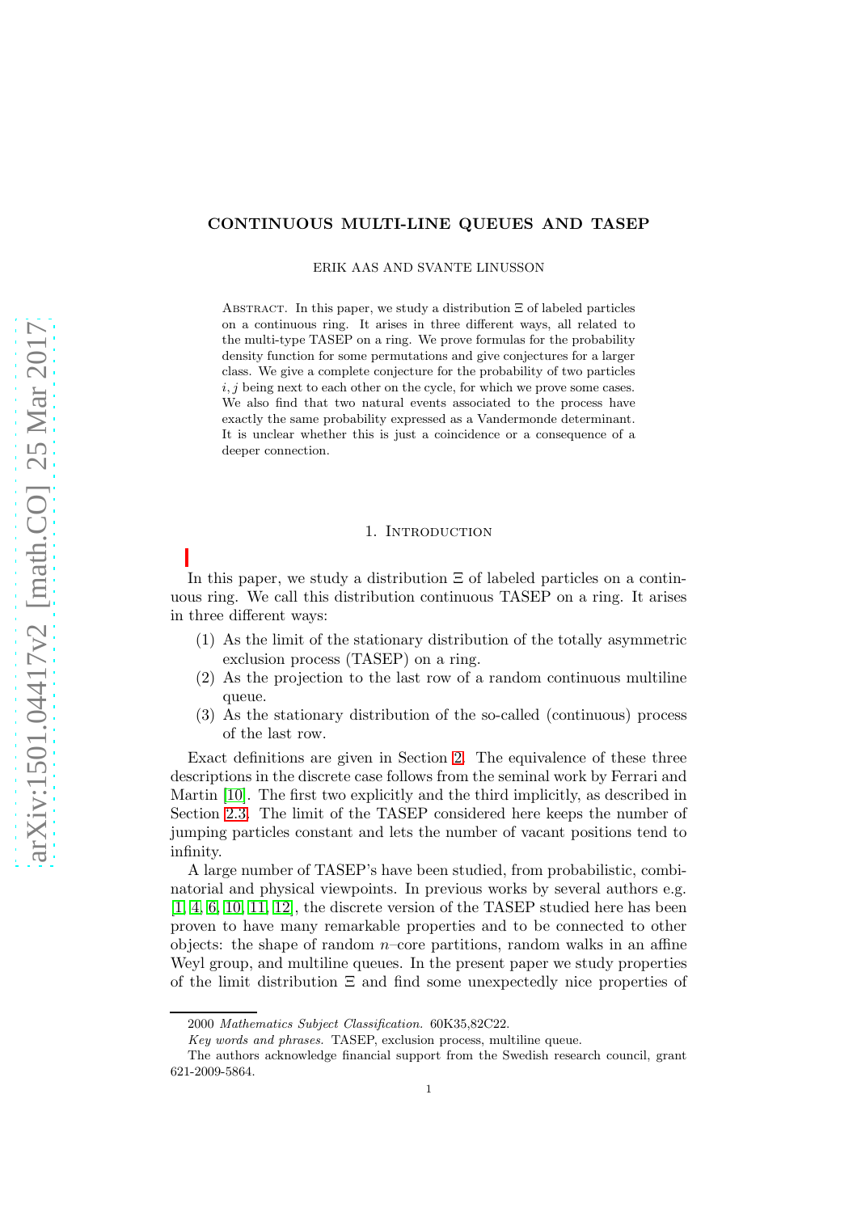# CONTINUOUS MULTI-LINE QUEUES AND TASEP

ERIK AAS AND SVANTE LINUSSON

Abstract. In this paper, we study a distribution $\Xi$ of labeled particles on a continuous ring. It arises in three different ways, all related to the multi-type TASEP on a ring. We prove formulas for the probability density function for some permutations and give conjectures for a larger class. We give a complete conjecture for the probability of two particles $i, j$ being next to each other on the cycle, for which we prove some cases. We also find that two natural events associated to the process have exactly the same probability expressed as a Vandermonde determinant. It is unclear whether this is just a coincidence or a consequence of a deeper connection.

## 1. Introduction

In this paper, we study a distribution $\Xi$ of labeled particles on a continuous ring. We call this distribution continuous TASEP on a ring. It arises in three different ways:

1. As the limit of the stationary distribution of the totally asymmetric exclusion process (TASEP) on a ring.
2. As the projection to the last row of a random continuous multiline queue.
3. As the stationary distribution of the so-called (continuous) process of the last row.

Exact definitions are given in Section 2. The equivalence of these three descriptions in the discrete case follows from the seminal work by Ferrari and Martin [10]. The first two explicitly and the third implicitly, as described in Section 2.3. The limit of the TASEP considered here keeps the number of jumping particles constant and lets the number of vacant positions tend to infinity.

A large number of TASEP's have been studied, from probabilistic, combinatorial and physical viewpoints. In previous works by several authors e.g. [1, 4, 6, 10, 11, 12], the discrete version of the TASEP studied here has been proven to have many remarkable properties and to be connected to other objects: the shape of random $n$–core partitions, random walks in an affine Weyl group, and multiline queues. In the present paper we study properties of the limit distribution $\Xi$ and find some unexpectedly nice properties of

2000 *Mathematics Subject Classification.* 60K35,82C22.

*Key words and phrases.* TASEP, exclusion process, multiline queue.

The authors acknowledge financial support from the Swedish research council, grant 621-2009-5864.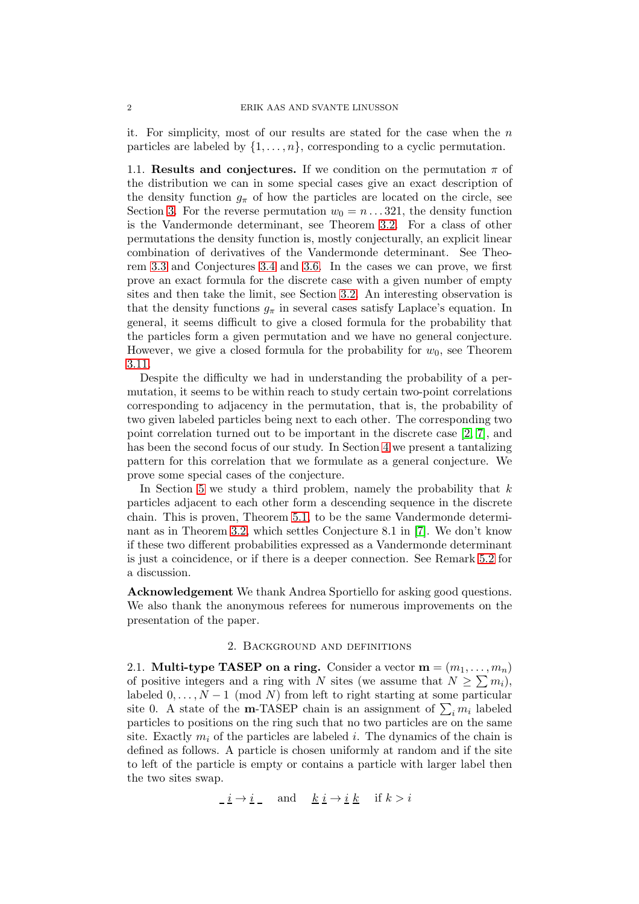it. For simplicity, most of our results are stated for the case when the $n$ particles are labeled by $\{1, \ldots, n\}$, corresponding to a cyclic permutation.

### 1.1. Results and conjectures.

If we condition on the permutation $\pi$ of the distribution we can in some special cases give an exact description of the density function $g_\pi$ of how the particles are located on the circle, see Section 3. For the reverse permutation $w_0 = n \ldots 321$, the density function is the Vandermonde determinant, see Theorem 3.2. For a class of other permutations the density function is, mostly conjecturally, an explicit linear combination of derivatives of the Vandermonde determinant. See Theorem 3.3 and Conjectures 3.4 and 3.6. In the cases we can prove, we first prove an exact formula for the discrete case with a given number of empty sites and then take the limit, see Section 3.2. An interesting observation is that the density functions $g_\pi$ in several cases satisfy Laplace's equation. In general, it seems difficult to give a closed formula for the probability that the particles form a given permutation and we have no general conjecture. However, we give a closed formula for the probability for $w_0$, see Theorem 3.11.

Despite the difficulty we had in understanding the probability of a permutation, it seems to be within reach to study certain two-point correlations corresponding to adjacency in the permutation, that is, the probability of two given labeled particles being next to each other. The corresponding two point correlation turned out to be important in the discrete case [2, 7], and has been the second focus of our study. In Section 4 we present a tantalizing pattern for this correlation that we formulate as a general conjecture. We prove some special cases of the conjecture.

In Section 5 we study a third problem, namely the probability that $k$ particles adjacent to each other form a descending sequence in the discrete chain. This is proven, Theorem 5.1, to be the same Vandermonde determinant as in Theorem 3.2, which settles Conjecture 8.1 in [7]. We don't know if these two different probabilities expressed as a Vandermonde determinant is just a coincidence, or if there is a deeper connection. See Remark 5.2 for a discussion.

**Acknowledgement** We thank Andrea Sportiello for asking good questions. We also thank the anonymous referees for numerous improvements on the presentation of the paper.

## 2. Background and definitions

### 2.1. Multi-type TASEP on a ring.

Consider a vector $\mathbf{m} = (m_1, \ldots, m_n)$ of positive integers and a ring with $N$ sites (we assume that $N \geq \sum m_i$), labeled $0, \ldots, N-1 \pmod{N}$ from left to right starting at some particular site 0. A state of the $\mathbf{m}$-TASEP chain is an assignment of $\sum_i m_i$ labeled particles to positions on the ring such that no two particles are on the same site. Exactly $m_i$ of the particles are labeled $i$. The dynamics of the chain is defined as follows. A particle is chosen uniformly at random and if the site to left of the particle is empty or contains a particle with larger label then the two sites swap.

$$\underline{\ }\ \underline{i} \to \underline{i}\ \underline{\ } \quad \text{and} \quad \underline{k}\ \underline{i} \to \underline{i}\ \underline{k} \quad \text{if } k > i$$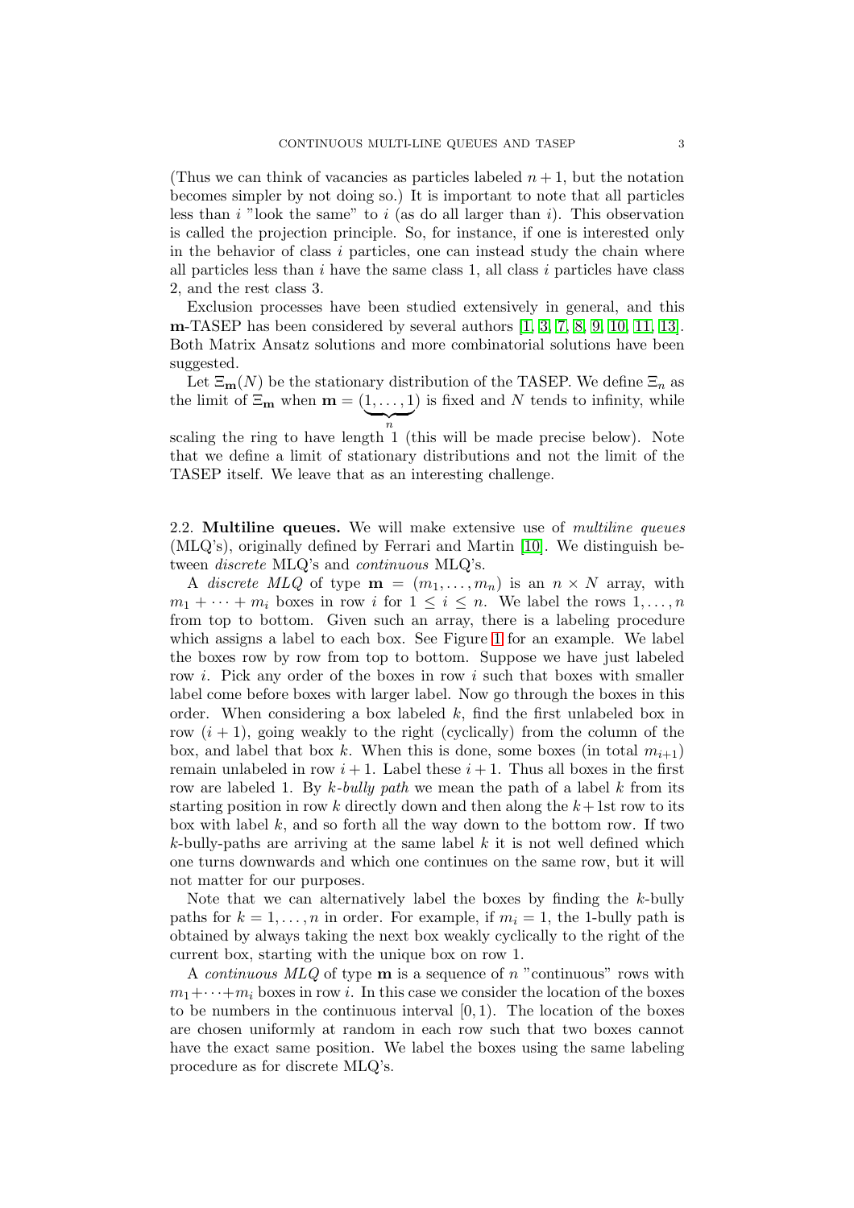(Thus we can think of vacancies as particles labeled $n+1$, but the notation becomes simpler by not doing so.) It is important to note that all particles less than $i$ "look the same" to $i$ (as do all larger than $i$). This observation is called the projection principle. So, for instance, if one is interested only in the behavior of class $i$ particles, one can instead study the chain where all particles less than $i$ have the same class 1, all class $i$ particles have class 2, and the rest class 3.

Exclusion processes have been studied extensively in general, and this $\mathbf{m}$-TASEP has been considered by several authors [1, 3, 7, 8, 9, 10, 11, 13]. Both Matrix Ansatz solutions and more combinatorial solutions have been suggested.

Let $\Xi_{\mathbf{m}}(N)$ be the stationary distribution of the TASEP. We define $\Xi_n$ as the limit of $\Xi_{\mathbf{m}}$ when $\mathbf{m} = (\underbrace{1,\ldots,1}_{n})$ is fixed and $N$ tends to infinity, while scaling the ring to have length 1 (this will be made precise below). Note that we define a limit of stationary distributions and not the limit of the TASEP itself. We leave that as an interesting challenge.

## 2.2. Multiline queues.

We will make extensive use of *multiline queues* (MLQ's), originally defined by Ferrari and Martin [10]. We distinguish between *discrete* MLQ's and *continuous* MLQ's.

A *discrete MLQ* of type $\mathbf{m} = (m_1, \ldots, m_n)$ is an $n \times N$ array, with $m_1 + \cdots + m_i$ boxes in row $i$ for $1 \leq i \leq n$. We label the rows $1, \ldots, n$ from top to bottom. Given such an array, there is a labeling procedure which assigns a label to each box. See Figure 1 for an example. We label the boxes row by row from top to bottom. Suppose we have just labeled row $i$. Pick any order of the boxes in row $i$ such that boxes with smaller label come before boxes with larger label. Now go through the boxes in this order. When considering a box labeled $k$, find the first unlabeled box in row $(i+1)$, going weakly to the right (cyclically) from the column of the box, and label that box $k$. When this is done, some boxes (in total $m_{i+1}$) remain unlabeled in row $i+1$. Label these $i+1$. Thus all boxes in the first row are labeled 1. By *$k$-bully path* we mean the path of a label $k$ from its starting position in row $k$ directly down and then along the $k+1$st row to its box with label $k$, and so forth all the way down to the bottom row. If two $k$-bully-paths are arriving at the same label $k$ it is not well defined which one turns downwards and which one continues on the same row, but it will not matter for our purposes.

Note that we can alternatively label the boxes by finding the $k$-bully paths for $k = 1, \ldots, n$ in order. For example, if $m_i = 1$, the 1-bully path is obtained by always taking the next box weakly cyclically to the right of the current box, starting with the unique box on row 1.

A *continuous MLQ* of type $\mathbf{m}$ is a sequence of $n$ "continuous" rows with $m_1 + \cdots + m_i$ boxes in row $i$. In this case we consider the location of the boxes to be numbers in the continuous interval $[0, 1)$. The location of the boxes are chosen uniformly at random in each row such that two boxes cannot have the exact same position. We label the boxes using the same labeling procedure as for discrete MLQ's.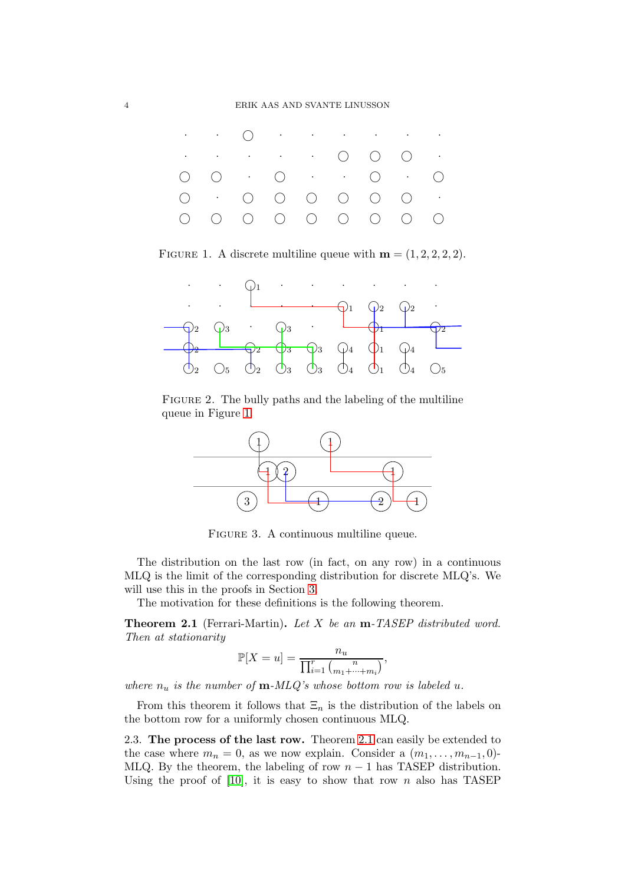FIGURE 1. A discrete multiline queue with $\mathbf{m} = (1, 2, 2, 2, 2)$.

FIGURE 2. The bully paths and the labeling of the multiline queue in Figure 1.

FIGURE 3. A continuous multiline queue.

The distribution on the last row (in fact, on any row) in a continuous MLQ is the limit of the corresponding distribution for discrete MLQ's. We will use this in the proofs in Section 3.

The motivation for these definitions is the following theorem.

**Theorem 2.1** (Ferrari-Martin)**.** *Let $X$ be an $\mathbf{m}$-TASEP distributed word. Then at stationarity*

$$\mathbb{P}[X = u] = \frac{n_u}{\prod_{i=1}^{r} \binom{n}{m_1 + \cdots + m_i}},$$

*where $n_u$ is the number of $\mathbf{m}$-MLQ's whose bottom row is labeled $u$.*

From this theorem it follows that $\Xi_n$ is the distribution of the labels on the bottom row for a uniformly chosen continuous MLQ.

2.3. **The process of the last row.** Theorem 2.1 can easily be extended to the case where $m_n = 0$, as we now explain. Consider a $(m_1, \ldots, m_{n-1}, 0)$-MLQ. By the theorem, the labeling of row $n - 1$ has TASEP distribution. Using the proof of [10], it is easy to show that row $n$ also has TASEP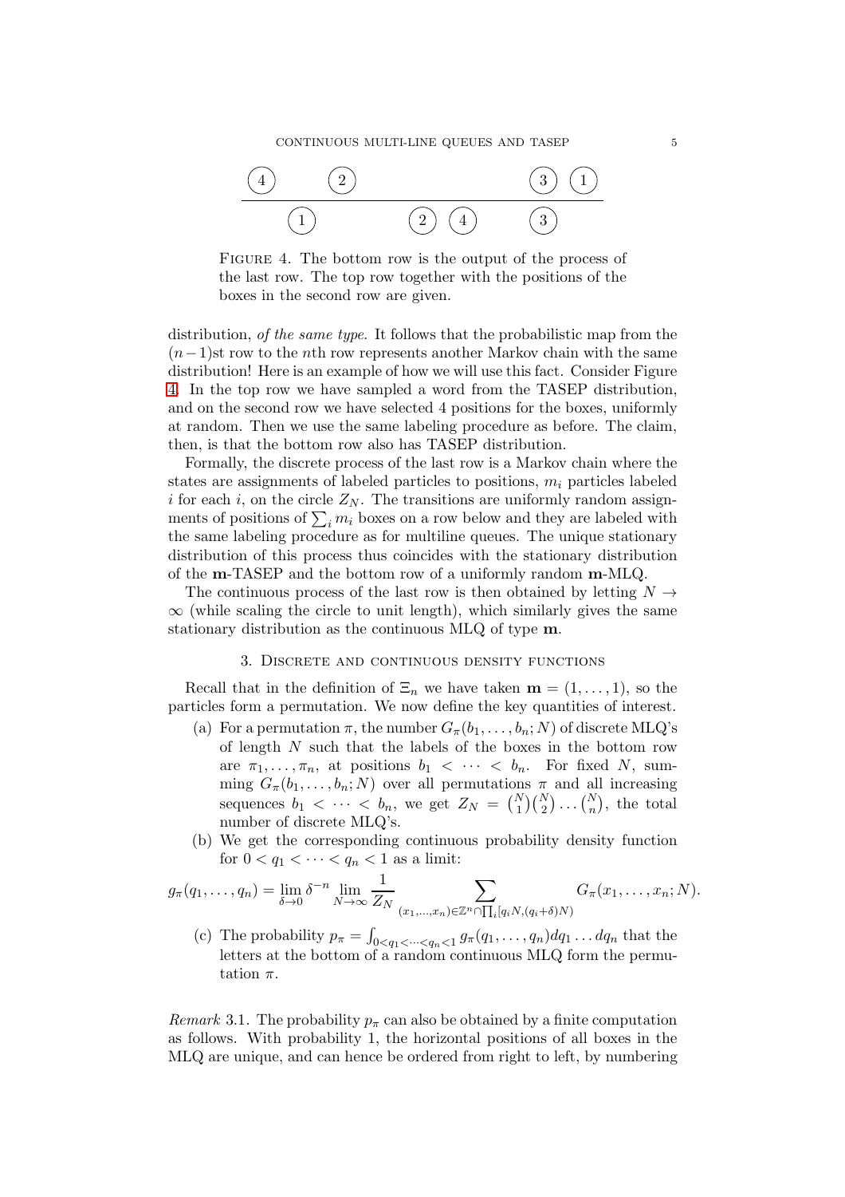Figure 4. The bottom row is the output of the process of the last row. The top row together with the positions of the boxes in the second row are given.

distribution, *of the same type*. It follows that the probabilistic map from the $(n-1)$st row to the $n$th row represents another Markov chain with the same distribution! Here is an example of how we will use this fact. Consider Figure 4. In the top row we have sampled a word from the TASEP distribution, and on the second row we have selected 4 positions for the boxes, uniformly at random. Then we use the same labeling procedure as before. The claim, then, is that the bottom row also has TASEP distribution.

Formally, the discrete process of the last row is a Markov chain where the states are assignments of labeled particles to positions, $m_i$ particles labeled $i$ for each $i$, on the circle $Z_N$. The transitions are uniformly random assignments of positions of $\sum_i m_i$ boxes on a row below and they are labeled with the same labeling procedure as for multiline queues. The unique stationary distribution of this process thus coincides with the stationary distribution of the $\mathbf{m}$-TASEP and the bottom row of a uniformly random $\mathbf{m}$-MLQ.

The continuous process of the last row is then obtained by letting $N \to \infty$ (while scaling the circle to unit length), which similarly gives the same stationary distribution as the continuous MLQ of type $\mathbf{m}$.

## 3. Discrete and continuous density functions

Recall that in the definition of $\Xi_n$ we have taken $\mathbf{m} = (1, \dots, 1)$, so the particles form a permutation. We now define the key quantities of interest.

(a) For a permutation $\pi$, the number $G_\pi(b_1, \dots, b_n; N)$ of discrete MLQ's of length $N$ such that the labels of the boxes in the bottom row are $\pi_1, \dots, \pi_n$, at positions $b_1 < \cdots < b_n$. For fixed $N$, summing $G_\pi(b_1, \dots, b_n; N)$ over all permutations $\pi$ and all increasing sequences $b_1 < \cdots < b_n$, we get $Z_N = \binom{N}{1}\binom{N}{2}\dots\binom{N}{n}$, the total number of discrete MLQ's.

(b) We get the corresponding continuous probability density function for $0 < q_1 < \cdots < q_n < 1$ as a limit:

$$g_\pi(q_1, \dots, q_n) = \lim_{\delta \to 0} \delta^{-n} \lim_{N \to \infty} \frac{1}{Z_N} \sum_{(x_1, \dots, x_n) \in \mathbb{Z}^n \cap \prod_i [q_i N, (q_i + \delta)N)} G_\pi(x_1, \dots, x_n; N).$$

(c) The probability $p_\pi = \int_{0<q_1<\cdots<q_n<1} g_\pi(q_1, \dots, q_n) dq_1 \dots dq_n$ that the letters at the bottom of a random continuous MLQ form the permutation $\pi$.

*Remark* 3.1. The probability $p_\pi$ can also be obtained by a finite computation as follows. With probability 1, the horizontal positions of all boxes in the MLQ are unique, and can hence be ordered from right to left, by numbering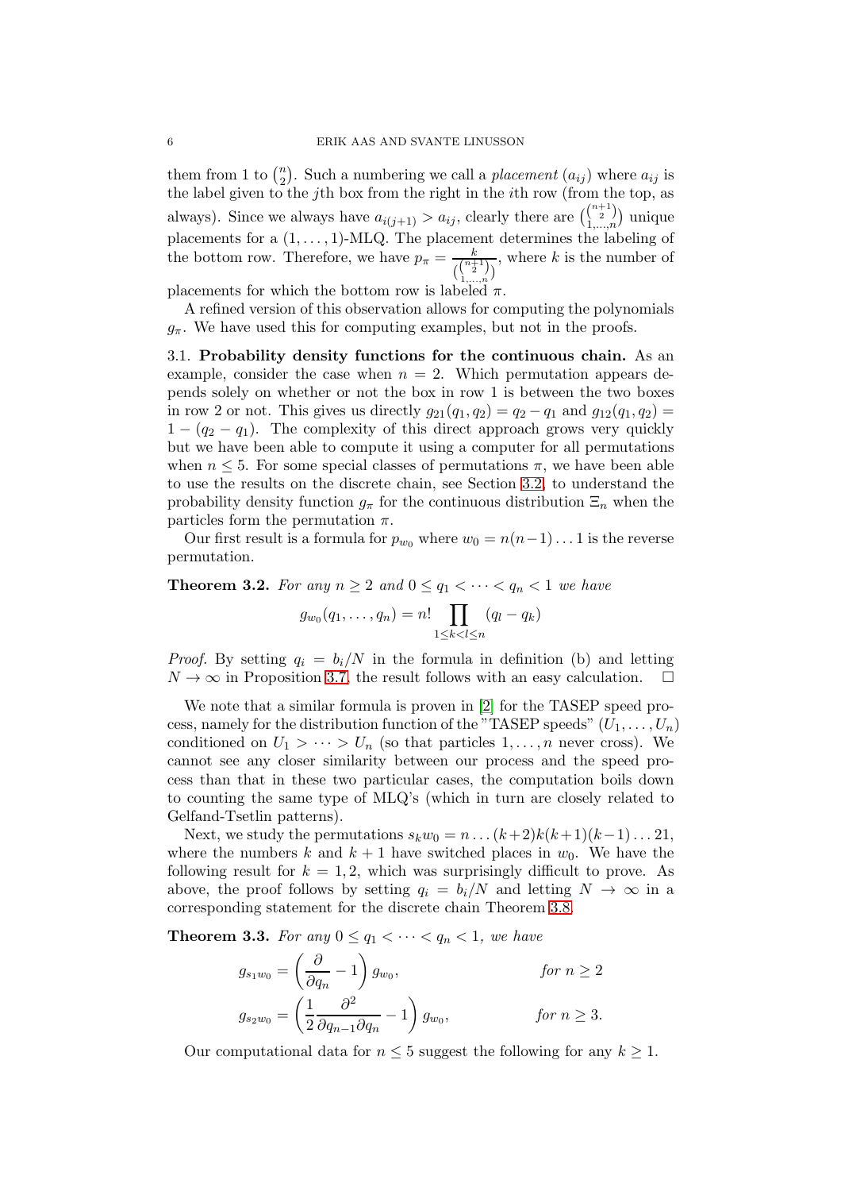them from 1 to $\binom{n}{2}$. Such a numbering we call a *placement* $(a_{ij})$ where $a_{ij}$ is the label given to the $j$th box from the right in the $i$th row (from the top, as always). Since we always have $a_{i(j+1)} > a_{ij}$, clearly there are $\binom{\binom{n+1}{2}}{1,\ldots,n}$ unique placements for a $(1,\ldots,1)$-MLQ. The placement determines the labeling of the bottom row. Therefore, we have $p_\pi = \frac{k}{\binom{\binom{n+1}{2}}{1,\ldots,n}}$, where $k$ is the number of placements for which the bottom row is labeled $\pi$.

A refined version of this observation allows for computing the polynomials $g_\pi$. We have used this for computing examples, but not in the proofs.

3.1. **Probability density functions for the continuous chain.** As an example, consider the case when $n = 2$. Which permutation appears depends solely on whether or not the box in row 1 is between the two boxes in row 2 or not. This gives us directly $g_{21}(q_1, q_2) = q_2 - q_1$ and $g_{12}(q_1, q_2) = 1 - (q_2 - q_1)$. The complexity of this direct approach grows very quickly but we have been able to compute it using a computer for all permutations when $n \leq 5$. For some special classes of permutations $\pi$, we have been able to use the results on the discrete chain, see Section 3.2, to understand the probability density function $g_\pi$ for the continuous distribution $\Xi_n$ when the particles form the permutation $\pi$.

Our first result is a formula for $p_{w_0}$ where $w_0 = n(n-1)\ldots 1$ is the reverse permutation.

**Theorem 3.2.** *For any $n \geq 2$ and $0 \leq q_1 < \cdots < q_n < 1$ we have*

$$g_{w_0}(q_1, \ldots, q_n) = n! \prod_{1 \leq k < l \leq n} (q_l - q_k)$$

*Proof.* By setting $q_i = b_i/N$ in the formula in definition (b) and letting $N \to \infty$ in Proposition 3.7, the result follows with an easy calculation. $\square$

We note that a similar formula is proven in [2] for the TASEP speed process, namely for the distribution function of the "TASEP speeds" $(U_1, \ldots, U_n)$ conditioned on $U_1 > \cdots > U_n$ (so that particles $1, \ldots, n$ never cross). We cannot see any closer similarity between our process and the speed process than that in these two particular cases, the computation boils down to counting the same type of MLQ's (which in turn are closely related to Gelfand-Tsetlin patterns).

Next, we study the permutations $s_k w_0 = n \ldots (k+2)k(k+1)(k-1)\ldots 21$, where the numbers $k$ and $k+1$ have switched places in $w_0$. We have the following result for $k = 1, 2$, which was surprisingly difficult to prove. As above, the proof follows by setting $q_i = b_i/N$ and letting $N \to \infty$ in a corresponding statement for the discrete chain Theorem 3.8.

**Theorem 3.3.** *For any $0 \leq q_1 < \cdots < q_n < 1$, we have*

$$g_{s_1 w_0} = \left(\frac{\partial}{\partial q_n} - 1\right) g_{w_0}, \qquad \textit{for } n \geq 2$$

$$g_{s_2 w_0} = \left(\frac{1}{2}\frac{\partial^2}{\partial q_{n-1} \partial q_n} - 1\right) g_{w_0}, \qquad \textit{for } n \geq 3.$$

Our computational data for $n \leq 5$ suggest the following for any $k \geq 1$.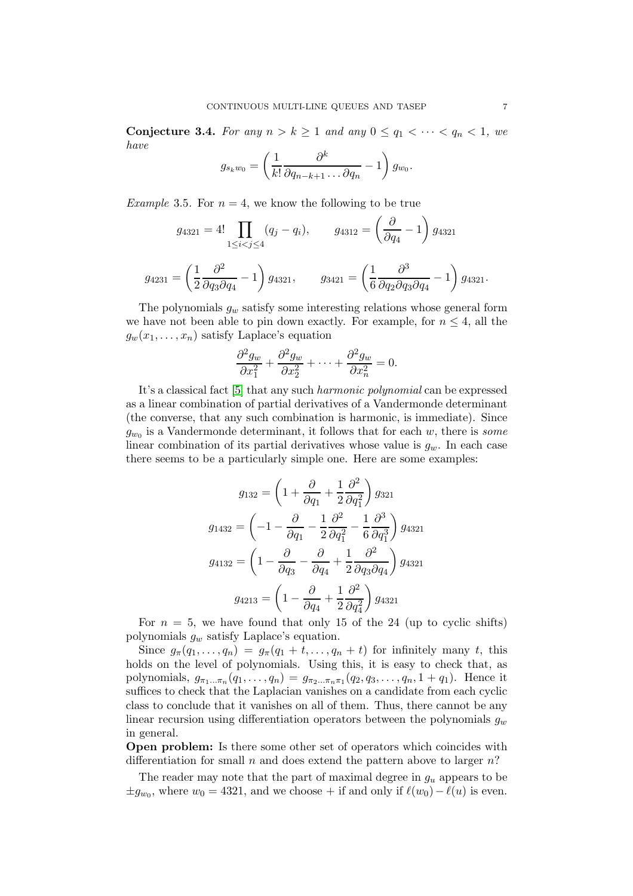**Conjecture 3.4.** *For any $n > k \geq 1$ and any $0 \leq q_1 < \cdots < q_n < 1$, we have*

$$g_{s_k w_0} = \left( \frac{1}{k!} \frac{\partial^k}{\partial q_{n-k+1} \ldots \partial q_n} - 1 \right) g_{w_0}.$$

*Example* 3.5. For $n = 4$, we know the following to be true

$$g_{4321} = 4! \prod_{1 \leq i < j \leq 4} (q_j - q_i), \qquad g_{4312} = \left( \frac{\partial}{\partial q_4} - 1 \right) g_{4321}$$

$$g_{4231} = \left( \frac{1}{2} \frac{\partial^2}{\partial q_3 \partial q_4} - 1 \right) g_{4321}, \qquad g_{3421} = \left( \frac{1}{6} \frac{\partial^3}{\partial q_2 \partial q_3 \partial q_4} - 1 \right) g_{4321}.$$

The polynomials $g_w$ satisfy some interesting relations whose general form we have not been able to pin down exactly. For example, for $n \leq 4$, all the $g_w(x_1, \ldots, x_n)$ satisfy Laplace's equation

$$\frac{\partial^2 g_w}{\partial x_1^2} + \frac{\partial^2 g_w}{\partial x_2^2} + \cdots + \frac{\partial^2 g_w}{\partial x_n^2} = 0.$$

It's a classical fact [5] that any such *harmonic polynomial* can be expressed as a linear combination of partial derivatives of a Vandermonde determinant (the converse, that any such combination is harmonic, is immediate). Since $g_{w_0}$ is a Vandermonde determinant, it follows that for each $w$, there is *some* linear combination of its partial derivatives whose value is $g_w$. In each case there seems to be a particularly simple one. Here are some examples:

$$g_{132} = \left( 1 + \frac{\partial}{\partial q_1} + \frac{1}{2} \frac{\partial^2}{\partial q_1^2} \right) g_{321}$$

$$g_{1432} = \left( -1 - \frac{\partial}{\partial q_1} - \frac{1}{2} \frac{\partial^2}{\partial q_1^2} - \frac{1}{6} \frac{\partial^3}{\partial q_1^3} \right) g_{4321}$$

$$g_{4132} = \left( 1 - \frac{\partial}{\partial q_3} - \frac{\partial}{\partial q_4} + \frac{1}{2} \frac{\partial^2}{\partial q_3 \partial q_4} \right) g_{4321}$$

$$g_{4213} = \left( 1 - \frac{\partial}{\partial q_4} + \frac{1}{2} \frac{\partial^2}{\partial q_4^2} \right) g_{4321}$$

For $n = 5$, we have found that only 15 of the 24 (up to cyclic shifts) polynomials $g_w$ satisfy Laplace's equation.

Since $g_\pi(q_1, \ldots, q_n) = g_\pi(q_1 + t, \ldots, q_n + t)$ for infinitely many $t$, this holds on the level of polynomials. Using this, it is easy to check that, as polynomials, $g_{\pi_1 \ldots \pi_n}(q_1, \ldots, q_n) = g_{\pi_2 \ldots \pi_n \pi_1}(q_2, q_3, \ldots, q_n, 1 + q_1)$. Hence it suffices to check that the Laplacian vanishes on a candidate from each cyclic class to conclude that it vanishes on all of them. Thus, there cannot be any linear recursion using differentiation operators between the polynomials $g_w$ in general.

**Open problem:** Is there some other set of operators which coincides with differentiation for small $n$ and does extend the pattern above to larger $n$?

The reader may note that the part of maximal degree in $g_u$ appears to be $\pm g_{w_0}$, where $w_0 = 4321$, and we choose $+$ if and only if $\ell(w_0) - \ell(u)$ is even.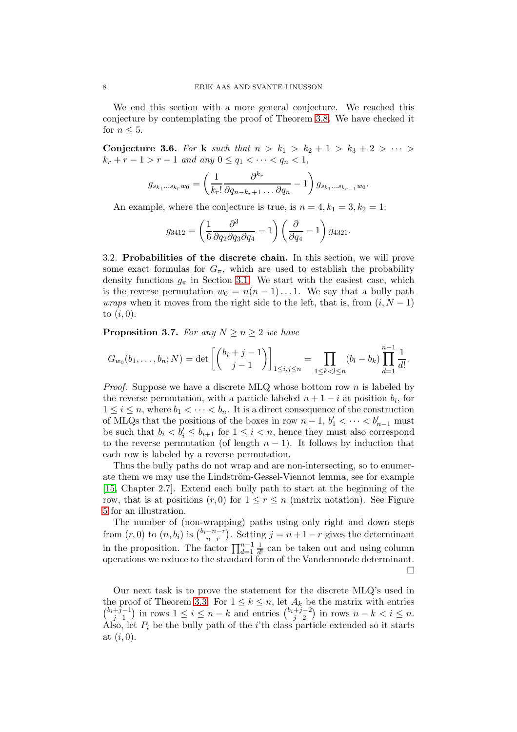We end this section with a more general conjecture. We reached this conjecture by contemplating the proof of Theorem 3.8. We have checked it for $n \leq 5$.

**Conjecture 3.6.** *For* $\mathbf{k}$ *such that* $n > k_1 > k_2 + 1 > k_3 + 2 > \cdots > k_r + r - 1 > r - 1$ *and any* $0 \leq q_1 < \cdots < q_n < 1$,

$$g_{s_{k_1} \ldots s_{k_r} w_0} = \left( \frac{1}{k_r!} \frac{\partial^{k_r}}{\partial q_{n-k_r+1} \ldots \partial q_n} - 1 \right) g_{s_{k_1} \ldots s_{k_{r-1}} w_0}.$$

An example, where the conjecture is true, is $n = 4, k_1 = 3, k_2 = 1$:

$$g_{3412} = \left( \frac{1}{6} \frac{\partial^3}{\partial q_2 \partial q_3 \partial q_4} - 1 \right) \left( \frac{\partial}{\partial q_4} - 1 \right) g_{4321}.$$

### 3.2. Probabilities of the discrete chain.

In this section, we will prove some exact formulas for $G_\pi$, which are used to establish the probability density functions $g_\pi$ in Section 3.1. We start with the easiest case, which is the reverse permutation $w_0 = n(n-1)\ldots 1$. We say that a bully path *wraps* when it moves from the right side to the left, that is, from $(i, N-1)$ to $(i, 0)$.

**Proposition 3.7.** *For any* $N \geq n \geq 2$ *we have*

$$G_{w_0}(b_1, \ldots, b_n; N) = \det \left[ \binom{b_i + j - 1}{j - 1} \right]_{1 \leq i,j \leq n} = \prod_{1 \leq k < l \leq n} (b_l - b_k) \prod_{d=1}^{n-1} \frac{1}{d!}.$$

*Proof.* Suppose we have a discrete MLQ whose bottom row $n$ is labeled by the reverse permutation, with a particle labeled $n + 1 - i$ at position $b_i$, for $1 \leq i \leq n$, where $b_1 < \cdots < b_n$. It is a direct consequence of the construction of MLQs that the positions of the boxes in row $n - 1$, $b'_1 < \cdots < b'_{n-1}$ must be such that $b_i < b'_i \leq b_{i+1}$ for $1 \leq i < n$, hence they must also correspond to the reverse permutation (of length $n - 1$). It follows by induction that each row is labeled by a reverse permutation.

Thus the bully paths do not wrap and are non-intersecting, so to enumerate them we may use the Lindström-Gessel-Viennot lemma, see for example [15, Chapter 2.7]. Extend each bully path to start at the beginning of the row, that is at positions $(r, 0)$ for $1 \leq r \leq n$ (matrix notation). See Figure 5 for an illustration.

The number of (non-wrapping) paths using only right and down steps from $(r, 0)$ to $(n, b_i)$ is $\binom{b_i+n-r}{n-r}$. Setting $j = n + 1 - r$ gives the determinant in the proposition. The factor $\prod_{d=1}^{n-1} \frac{1}{d!}$ can be taken out and using column operations we reduce to the standard form of the Vandermonde determinant. $\square$

Our next task is to prove the statement for the discrete MLQ's used in the proof of Theorem 3.3. For $1 \leq k \leq n$, let $A_k$ be the matrix with entries $\binom{b_i+j-1}{j-1}$ in rows $1 \leq i \leq n - k$ and entries $\binom{b_i+j-2}{j-2}$ in rows $n - k < i \leq n$. Also, let $P_i$ be the bully path of the $i$'th class particle extended so it starts at $(i, 0)$.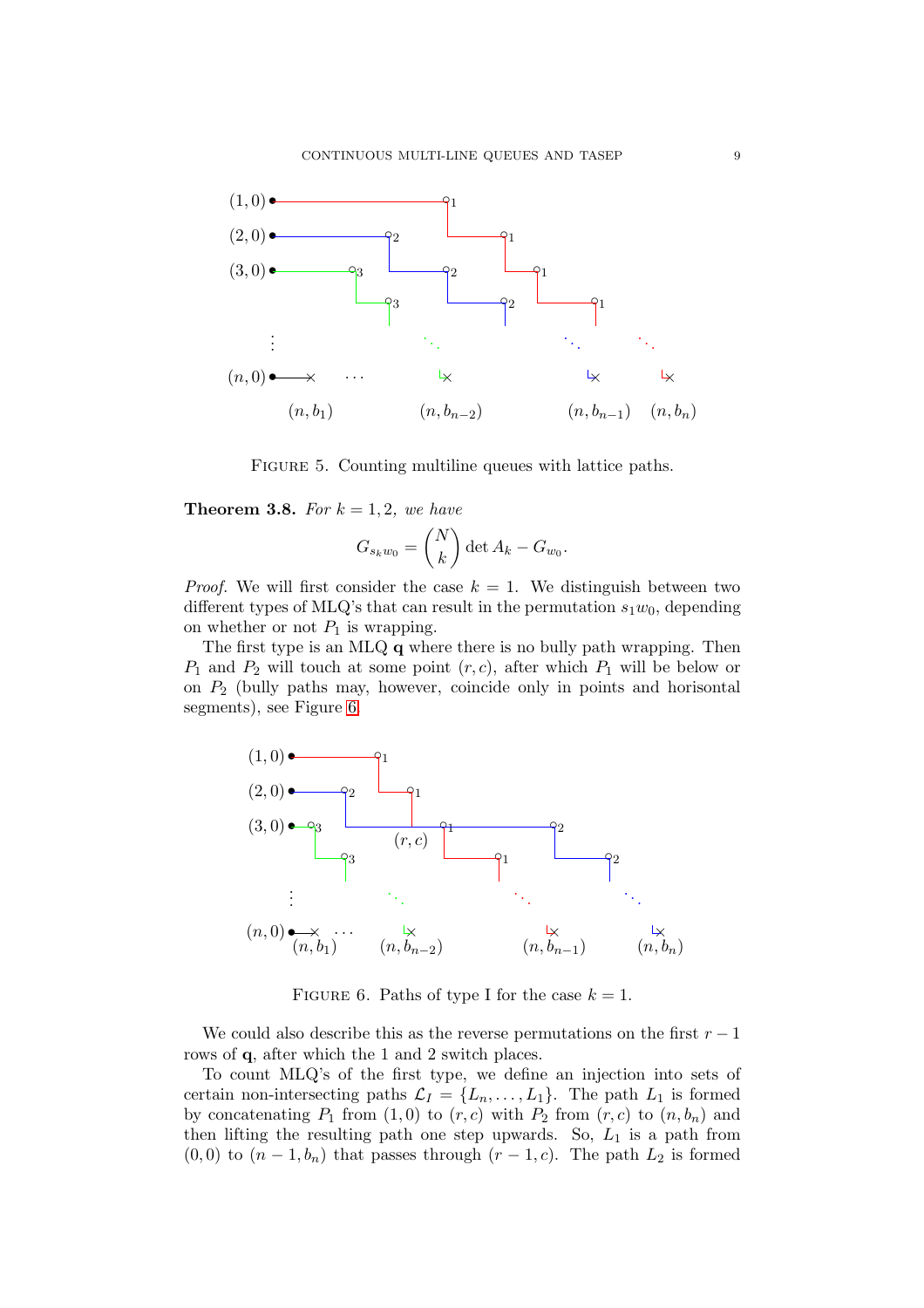Figure 5. Counting multiline queues with lattice paths.

**Theorem 3.8.** *For $k = 1, 2$, we have*

$$G_{s_k w_0} = \binom{N}{k} \det A_k - G_{w_0}.$$

*Proof.* We will first consider the case $k = 1$. We distinguish between two different types of MLQ's that can result in the permutation $s_1 w_0$, depending on whether or not $P_1$ is wrapping.

The first type is an MLQ $\mathbf{q}$ where there is no bully path wrapping. Then $P_1$ and $P_2$ will touch at some point $(r, c)$, after which $P_1$ will be below or on $P_2$ (bully paths may, however, coincide only in points and horisontal segments), see Figure 6.

Figure 6. Paths of type I for the case $k = 1$.

We could also describe this as the reverse permutations on the first $r - 1$ rows of $\mathbf{q}$, after which the 1 and 2 switch places.

To count MLQ's of the first type, we define an injection into sets of certain non-intersecting paths $\mathcal{L}_I = \{L_n, \ldots, L_1\}$. The path $L_1$ is formed by concatenating $P_1$ from $(1, 0)$ to $(r, c)$ with $P_2$ from $(r, c)$ to $(n, b_n)$ and then lifting the resulting path one step upwards. So, $L_1$ is a path from $(0, 0)$ to $(n - 1, b_n)$ that passes through $(r - 1, c)$. The path $L_2$ is formed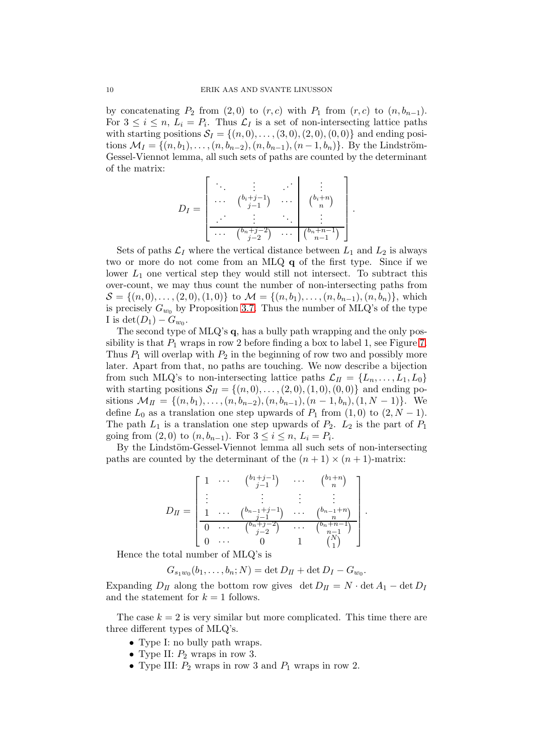by concatenating $P_2$ from $(2,0)$ to $(r,c)$ with $P_1$ from $(r,c)$ to $(n,b_{n-1})$. For $3 \le i \le n$, $L_i = P_i$. Thus $\mathcal{L}_I$ is a set of non-intersecting lattice paths with starting positions $\mathcal{S}_I = \{(n,0),\dots,(3,0),(2,0),(0,0)\}$ and ending positions $\mathcal{M}_I = \{(n,b_1),\dots,(n,b_{n-2}),(n,b_{n-1}),(n-1,b_n)\}$. By the Lindström-Gessel-Viennot lemma, all such sets of paths are counted by the determinant of the matrix:

$$D_I = \left[\begin{array}{ccc|c} \ddots & \vdots & \iddots & \vdots \\ \cdots & \binom{b_i+j-1}{j-1} & \cdots & \binom{b_i+n}{n} \\ \iddots & \vdots & \ddots & \vdots \\ \hline \cdots & \binom{b_n+j-2}{j-2} & \cdots & \binom{b_n+n-1}{n-1} \end{array}\right].$$

Sets of paths $\mathcal{L}_I$ where the vertical distance between $L_1$ and $L_2$ is always two or more do not come from an MLQ $\mathbf{q}$ of the first type. Since if we lower $L_1$ one vertical step they would still not intersect. To subtract this over-count, we may thus count the number of non-intersecting paths from $\mathcal{S} = \{(n,0),\dots,(2,0),(1,0)\}$ to $\mathcal{M} = \{(n,b_1),\dots,(n,b_{n-1}),(n,b_n)\}$, which is precisely $G_{w_0}$ by Proposition 3.7. Thus the number of MLQ's of the type I is $\det(D_1) - G_{w_0}$.

The second type of MLQ's $\mathbf{q}$, has a bully path wrapping and the only possibility is that $P_1$ wraps in row 2 before finding a box to label 1, see Figure 7. Thus $P_1$ will overlap with $P_2$ in the beginning of row two and possibly more later. Apart from that, no paths are touching. We now describe a bijection from such MLQ's to non-intersecting lattice paths $\mathcal{L}_{II} = \{L_n,\dots,L_1,L_0\}$ with starting positions $\mathcal{S}_{II} = \{(n,0),\dots,(2,0),(1,0),(0,0)\}$ and ending positions $\mathcal{M}_{II} = \{(n,b_1),\dots,(n,b_{n-2}),(n,b_{n-1}),(n-1,b_n),(1,N-1)\}$. We define $L_0$ as a translation one step upwards of $P_1$ from $(1,0)$ to $(2,N-1)$. The path $L_1$ is a translation one step upwards of $P_2$. $L_2$ is the part of $P_1$ going from $(2,0)$ to $(n,b_{n-1})$. For $3 \le i \le n$, $L_i = P_i$.

By the Lindstöm-Gessel-Viennot lemma all such sets of non-intersecting paths are counted by the determinant of the $(n+1)\times(n+1)$-matrix:

$$D_{II} = \left[\begin{array}{ccccc} 1 & \cdots & \binom{b_1+j-1}{j-1} & \cdots & \binom{b_1+n}{n} \\ \vdots & & \vdots & \vdots & \vdots \\ 1 & \cdots & \binom{b_{n-1}+j-1}{j-1} & \cdots & \binom{b_{n-1}+n}{n} \\ \hline 0 & \cdots & \binom{b_n+j-2}{j-2} & \cdots & \binom{b_n+n-1}{n-1} \\ 0 & \cdots & 0 & 1 & \binom{N}{1} \end{array}\right].$$

Hence the total number of MLQ's is

$$G_{s_1w_0}(b_1,\dots,b_n;N) = \det D_{II} + \det D_I - G_{w_0}.$$

Expanding $D_{II}$ along the bottom row gives $\det D_{II} = N \cdot \det A_1 - \det D_I$ and the statement for $k=1$ follows.

The case $k=2$ is very similar but more complicated. This time there are three different types of MLQ's.

- Type I: no bully path wraps.
- Type II: $P_2$ wraps in row 3.
- Type III: $P_2$ wraps in row 3 and $P_1$ wraps in row 2.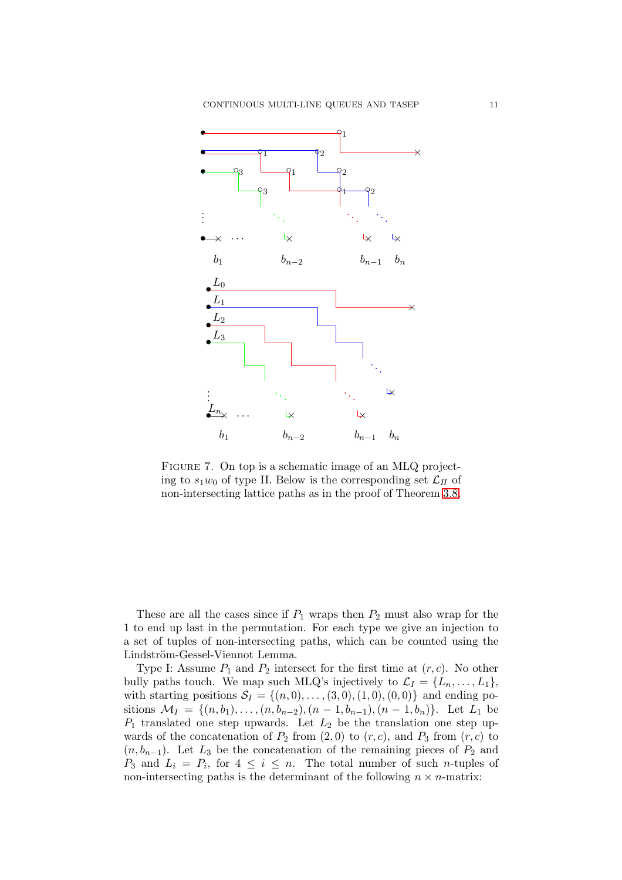FIGURE 7. On top is a schematic image of an MLQ projecting to $s_1 w_0$ of type II. Below is the corresponding set $\mathcal{L}_{II}$ of non-intersecting lattice paths as in the proof of Theorem 3.8.

These are all the cases since if $P_1$ wraps then $P_2$ must also wrap for the 1 to end up last in the permutation. For each type we give an injection to a set of tuples of non-intersecting paths, which can be counted using the Lindström-Gessel-Viennot Lemma.

Type I: Assume $P_1$ and $P_2$ intersect for the first time at $(r, c)$. No other bully paths touch. We map such MLQ's injectively to $\mathcal{L}_I = \{L_n, \ldots, L_1\}$, with starting positions $\mathcal{S}_I = \{(n, 0), \ldots, (3, 0), (1, 0), (0, 0)\}$ and ending positions $\mathcal{M}_I = \{(n, b_1), \ldots, (n, b_{n-2}), (n-1, b_{n-1}), (n-1, b_n)\}$. Let $L_1$ be $P_1$ translated one step upwards. Let $L_2$ be the translation one step upwards of the concatenation of $P_2$ from $(2, 0)$ to $(r, c)$, and $P_3$ from $(r, c)$ to $(n, b_{n-1})$. Let $L_3$ be the concatenation of the remaining pieces of $P_2$ and $P_3$ and $L_i = P_i$, for $4 \leq i \leq n$. The total number of such $n$-tuples of non-intersecting paths is the determinant of the following $n \times n$-matrix: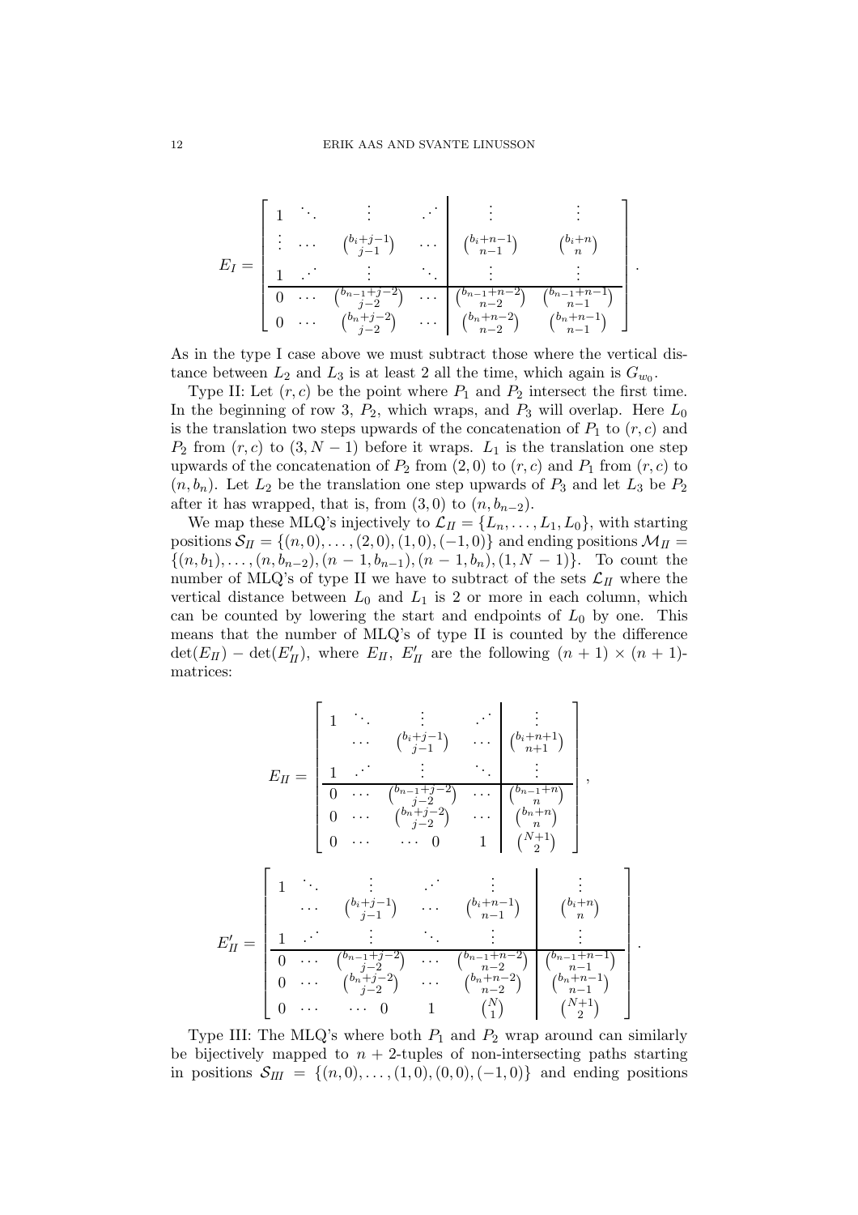$$E_I = \left[\begin{array}{cccc|cc} 1 & \ddots & \vdots & \iddots & \vdots & \vdots \\ \vdots & \cdots & \binom{b_i+j-1}{j-1} & \cdots & \binom{b_i+n-1}{n-1} & \binom{b_i+n}{n} \\ 1 & \iddots & \vdots & \ddots & \vdots & \vdots \\ \hline 0 & \cdots & \binom{b_{n-1}+j-2}{j-2} & \cdots & \binom{b_{n-1}+n-2}{n-2} & \binom{b_{n-1}+n-1}{n-1} \\ 0 & \cdots & \binom{b_n+j-2}{j-2} & \cdots & \binom{b_n+n-2}{n-2} & \binom{b_n+n-1}{n-1} \end{array}\right].$$

As in the type I case above we must subtract those where the vertical distance between $L_2$ and $L_3$ is at least 2 all the time, which again is $G_{w_0}$.

Type II: Let $(r, c)$ be the point where $P_1$ and $P_2$ intersect the first time. In the beginning of row 3, $P_2$, which wraps, and $P_3$ will overlap. Here $L_0$ is the translation two steps upwards of the concatenation of $P_1$ to $(r, c)$ and $P_2$ from $(r, c)$ to $(3, N-1)$ before it wraps. $L_1$ is the translation one step upwards of the concatenation of $P_2$ from $(2, 0)$ to $(r, c)$ and $P_1$ from $(r, c)$ to $(n, b_n)$. Let $L_2$ be the translation one step upwards of $P_3$ and let $L_3$ be $P_2$ after it has wrapped, that is, from $(3, 0)$ to $(n, b_{n-2})$.

We map these MLQ's injectively to $\mathcal{L}_{II} = \{L_n, \dots, L_1, L_0\}$, with starting positions $\mathcal{S}_{II} = \{(n, 0), \dots, (2, 0), (1, 0), (-1, 0)\}$ and ending positions $\mathcal{M}_{II} = \{(n, b_1), \dots, (n, b_{n-2}), (n-1, b_{n-1}), (n-1, b_n), (1, N-1)\}$. To count the number of MLQ's of type II we have to subtract of the sets $\mathcal{L}_{II}$ where the vertical distance between $L_0$ and $L_1$ is 2 or more in each column, which can be counted by lowering the start and endpoints of $L_0$ by one. This means that the number of MLQ's of type II is counted by the difference $\det(E_{II}) - \det(E'_{II})$, where $E_{II}$, $E'_{II}$ are the following $(n+1) \times (n+1)$-matrices:

$$E_{II} = \left[\begin{array}{cccc|c} 1 & \ddots & \vdots & \iddots & \vdots \\ & \cdots & \binom{b_i+j-1}{j-1} & \cdots & \binom{b_i+n+1}{n+1} \\ 1 & \iddots & \vdots & \ddots & \vdots \\ \hline 0 & \cdots & \binom{b_{n-1}+j-2}{j-2} & \cdots & \binom{b_{n-1}+n}{n} \\ 0 & \cdots & \binom{b_n+j-2}{j-2} & \cdots & \binom{b_n+n}{n} \\ 0 & \cdots & \cdots\ 0 & 1 & \binom{N+1}{2} \end{array}\right],$$

$$E'_{II} = \left[\begin{array}{ccccc|c} 1 & \ddots & \vdots & \iddots & \vdots & \vdots \\ & \cdots & \binom{b_i+j-1}{j-1} & \cdots & \binom{b_i+n-1}{n-1} & \binom{b_i+n}{n} \\ 1 & \iddots & \vdots & \ddots & \vdots & \vdots \\ \hline 0 & \cdots & \binom{b_{n-1}+j-2}{j-2} & \cdots & \binom{b_{n-1}+n-2}{n-2} & \binom{b_{n-1}+n-1}{n-1} \\ 0 & \cdots & \binom{b_n+j-2}{j-2} & \cdots & \binom{b_n+n-2}{n-2} & \binom{b_n+n-1}{n-1} \\ 0 & \cdots & \cdots\ 0 & 1 & \binom{N}{1} & \binom{N+1}{2} \end{array}\right].$$

Type III: The MLQ's where both $P_1$ and $P_2$ wrap around can similarly be bijectively mapped to $n+2$-tuples of non-intersecting paths starting in positions $\mathcal{S}_{III} = \{(n, 0), \dots, (1, 0), (0, 0), (-1, 0)\}$ and ending positions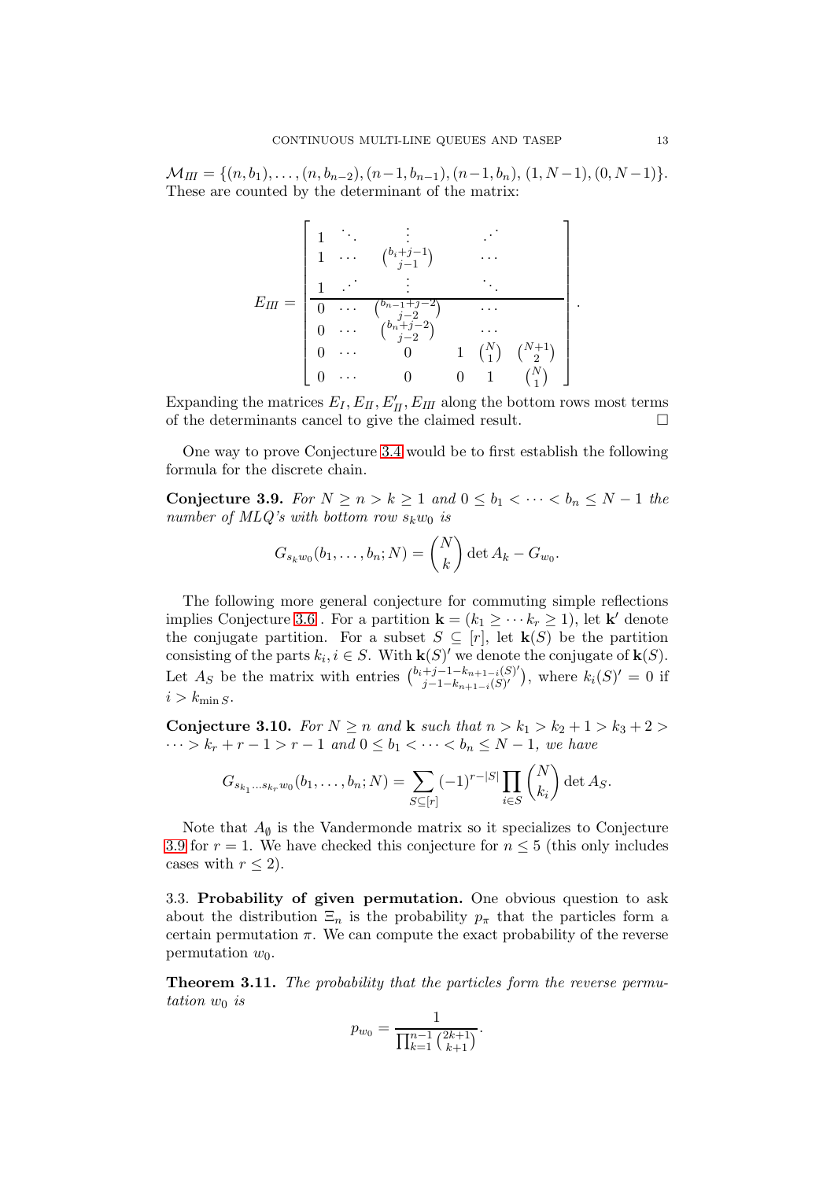$\mathcal{M}_{III} = \{(n, b_1), \ldots, (n, b_{n-2}), (n-1, b_{n-1}), (n-1, b_n), (1, N-1), (0, N-1)\}$. These are counted by the determinant of the matrix:

$$E_{III} = \left[\begin{array}{cccccc}
1 & \ddots & \vdots & & \iddots & \\
1 & \cdots & \binom{b_i+j-1}{j-1} & & \cdots & \\
1 & \iddots & \vdots & & \ddots & \\
\hline
0 & \cdots & \binom{b_{n-1}+j-2}{j-2} & & \cdots & \\
0 & \cdots & \binom{b_n+j-2}{j-2} & & \cdots & \\
0 & \cdots & 0 & 1 & \binom{N}{1} & \binom{N+1}{2} \\
0 & \cdots & 0 & 0 & 1 & \binom{N}{1}
\end{array}\right].$$

Expanding the matrices $E_I, E_{II}, E'_{II}, E_{III}$ along the bottom rows most terms of the determinants cancel to give the claimed result. □

One way to prove Conjecture 3.4 would be to first establish the following formula for the discrete chain.

**Conjecture 3.9.** *For $N \geq n > k \geq 1$ and $0 \leq b_1 < \cdots < b_n \leq N-1$ the number of MLQ's with bottom row $s_k w_0$ is*

$$G_{s_k w_0}(b_1, \ldots, b_n; N) = \binom{N}{k} \det A_k - G_{w_0}.$$

The following more general conjecture for commuting simple reflections implies Conjecture 3.6 . For a partition $\mathbf{k} = (k_1 \geq \cdots k_r \geq 1)$, let $\mathbf{k}'$ denote the conjugate partition. For a subset $S \subseteq [r]$, let $\mathbf{k}(S)$ be the partition consisting of the parts $k_i, i \in S$. With $\mathbf{k}(S)'$ we denote the conjugate of $\mathbf{k}(S)$. Let $A_S$ be the matrix with entries $\binom{b_i+j-1-k_{n+1-i}(S)'}{j-1-k_{n+1-i}(S)'}$, where $k_i(S)' = 0$ if $i > k_{\min S}$.

**Conjecture 3.10.** *For $N \geq n$ and $\mathbf{k}$ such that $n > k_1 > k_2+1 > k_3+2 > \cdots > k_r+r-1 > r-1$ and $0 \leq b_1 < \cdots < b_n \leq N-1$, we have*

$$G_{s_{k_1} \ldots s_{k_r} w_0}(b_1, \ldots, b_n; N) = \sum_{S \subseteq [r]} (-1)^{r-|S|} \prod_{i \in S} \binom{N}{k_i} \det A_S.$$

Note that $A_\emptyset$ is the Vandermonde matrix so it specializes to Conjecture 3.9 for $r = 1$. We have checked this conjecture for $n \leq 5$ (this only includes cases with $r \leq 2$).

### 3.3. Probability of given permutation.

One obvious question to ask about the distribution $\Xi_n$ is the probability $p_\pi$ that the particles form a certain permutation $\pi$. We can compute the exact probability of the reverse permutation $w_0$.

**Theorem 3.11.** *The probability that the particles form the reverse permutation $w_0$ is*

$$p_{w_0} = \frac{1}{\prod_{k=1}^{n-1} \binom{2k+1}{k+1}}.$$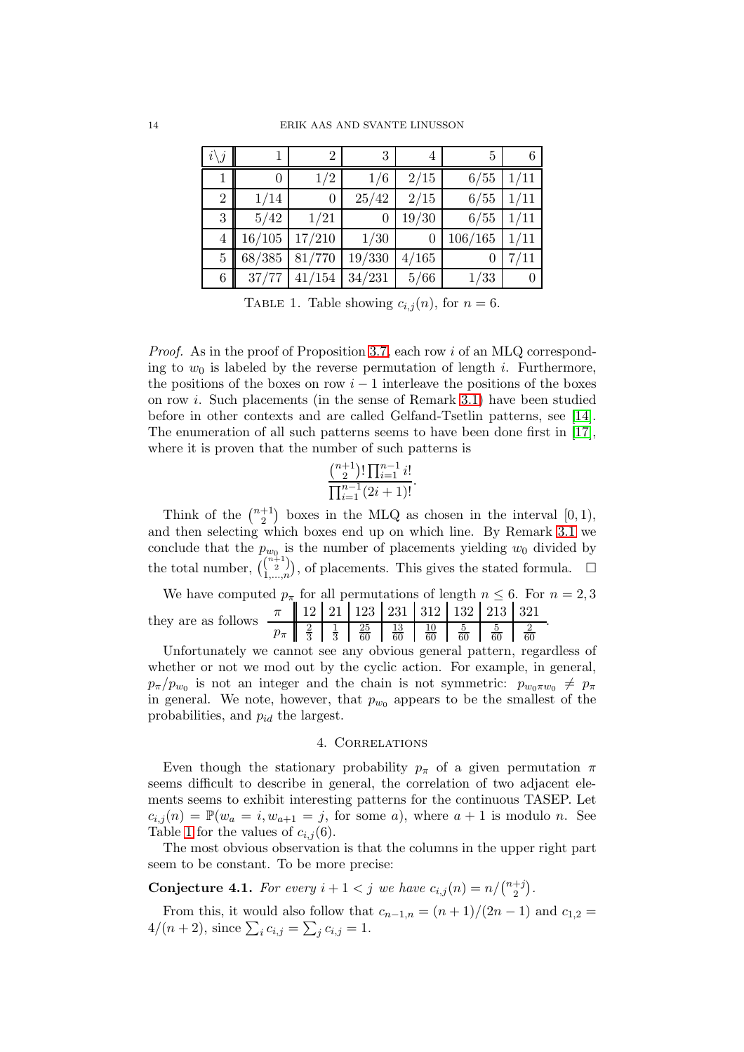| $i\backslash j$ | 1 | 2 | 3 | 4 | 5 | 6 |
|---|---|---|---|---|---|---|
| 1 | 0 | 1/2 | 1/6 | 2/15 | 6/55 | 1/11 |
| 2 | 1/14 | 0 | 25/42 | 2/15 | 6/55 | 1/11 |
| 3 | 5/42 | 1/21 | 0 | 19/30 | 6/55 | 1/11 |
| 4 | 16/105 | 17/210 | 1/30 | 0 | 106/165 | 1/11 |
| 5 | 68/385 | 81/770 | 19/330 | 4/165 | 0 | 7/11 |
| 6 | 37/77 | 41/154 | 34/231 | 5/66 | 1/33 | 0 |

Table 1. Table showing $c_{i,j}(n)$, for $n = 6$.

*Proof.* As in the proof of Proposition 3.7, each row $i$ of an MLQ corresponding to $w_0$ is labeled by the reverse permutation of length $i$. Furthermore, the positions of the boxes on row $i-1$ interleave the positions of the boxes on row $i$. Such placements (in the sense of Remark 3.1) have been studied before in other contexts and are called Gelfand-Tsetlin patterns, see [14]. The enumeration of all such patterns seems to have been done first in [17], where it is proven that the number of such patterns is

$$\frac{\binom{n+1}{2}! \prod_{i=1}^{n-1} i!}{\prod_{i=1}^{n-1}(2i+1)!}.$$

Think of the $\binom{n+1}{2}$ boxes in the MLQ as chosen in the interval $[0,1)$, and then selecting which boxes end up on which line. By Remark 3.1 we conclude that the $p_{w_0}$ is the number of placements yielding $w_0$ divided by the total number, $\binom{\binom{n+1}{2}}{1,\ldots,n}$, of placements. This gives the stated formula. $\square$

We have computed $p_\pi$ for all permutations of length $n \leq 6$. For $n = 2, 3$ they are as follows

| $\pi$ | 12 | 21 | 123 | 231 | 312 | 132 | 213 | 321 |
|---|---|---|---|---|---|---|---|---|
| $p_\pi$ | $\frac{2}{3}$ | $\frac{1}{3}$ | $\frac{25}{60}$ | $\frac{13}{60}$ | $\frac{10}{60}$ | $\frac{5}{60}$ | $\frac{5}{60}$ | $\frac{2}{60}$ |

Unfortunately we cannot see any obvious general pattern, regardless of whether or not we mod out by the cyclic action. For example, in general, $p_\pi / p_{w_0}$ is not an integer and the chain is not symmetric: $p_{w_0 \pi w_0} \neq p_\pi$ in general. We note, however, that $p_{w_0}$ appears to be the smallest of the probabilities, and $p_{id}$ the largest.

## 4. Correlations

Even though the stationary probability $p_\pi$ of a given permutation $\pi$ seems difficult to describe in general, the correlation of two adjacent elements seems to exhibit interesting patterns for the continuous TASEP. Let $c_{i,j}(n) = \mathbb{P}(w_a = i, w_{a+1} = j$, for some $a)$, where $a+1$ is modulo $n$. See Table 1 for the values of $c_{i,j}(6)$.

The most obvious observation is that the columns in the upper right part seem to be constant. To be more precise:

**Conjecture 4.1.** *For every $i + 1 < j$ we have $c_{i,j}(n) = n / \binom{n+j}{2}$.*

From this, it would also follow that $c_{n-1,n} = (n+1)/(2n-1)$ and $c_{1,2} = 4/(n+2)$, since $\sum_i c_{i,j} = \sum_j c_{i,j} = 1$.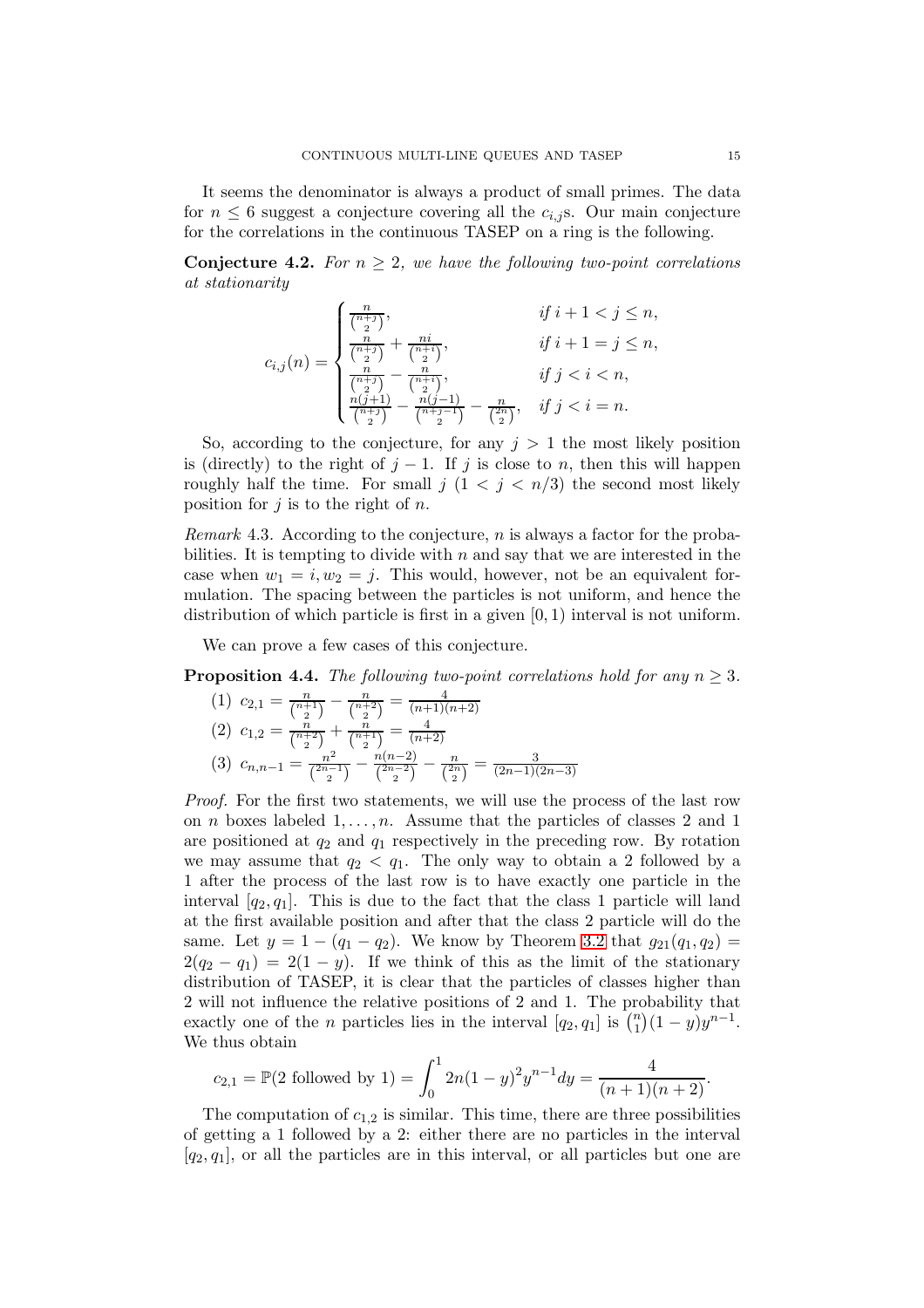It seems the denominator is always a product of small primes. The data for $n \leq 6$ suggest a conjecture covering all the $c_{i,j}$s. Our main conjecture for the correlations in the continuous TASEP on a ring is the following.

**Conjecture 4.2.** *For $n \geq 2$, we have the following two-point correlations at stationarity*

$$c_{i,j}(n) = \begin{cases} \frac{n}{\binom{n+j}{2}}, & \text{if } i+1 < j \leq n, \\ \frac{n}{\binom{n+j}{2}} + \frac{ni}{\binom{n+i}{2}}, & \text{if } i+1 = j \leq n, \\ \frac{n}{\binom{n+j}{2}} - \frac{n}{\binom{n+i}{2}}, & \text{if } j < i < n, \\ \frac{n(j+1)}{\binom{n+j}{2}} - \frac{n(j-1)}{\binom{n+j-1}{2}} - \frac{n}{\binom{2n}{2}}, & \text{if } j < i = n. \end{cases}$$

So, according to the conjecture, for any $j > 1$ the most likely position is (directly) to the right of $j-1$. If $j$ is close to $n$, then this will happen roughly half the time. For small $j$ ($1 < j < n/3$) the second most likely position for $j$ is to the right of $n$.

*Remark* 4.3. According to the conjecture, $n$ is always a factor for the probabilities. It is tempting to divide with $n$ and say that we are interested in the case when $w_1 = i, w_2 = j$. This would, however, not be an equivalent formulation. The spacing between the particles is not uniform, and hence the distribution of which particle is first in a given $[0,1)$ interval is not uniform.

We can prove a few cases of this conjecture.

**Proposition 4.4.** *The following two-point correlations hold for any $n \geq 3$.*

(1) $c_{2,1} = \frac{n}{\binom{n+1}{2}} - \frac{n}{\binom{n+2}{2}} = \frac{4}{(n+1)(n+2)}$

(2) $c_{1,2} = \frac{n}{\binom{n+2}{2}} + \frac{n}{\binom{n+1}{2}} = \frac{4}{(n+2)}$

(3) $c_{n,n-1} = \frac{n^2}{\binom{2n-1}{2}} - \frac{n(n-2)}{\binom{2n-2}{2}} - \frac{n}{\binom{2n}{2}} = \frac{3}{(2n-1)(2n-3)}$

*Proof.* For the first two statements, we will use the process of the last row on $n$ boxes labeled $1, \ldots, n$. Assume that the particles of classes 2 and 1 are positioned at $q_2$ and $q_1$ respectively in the preceding row. By rotation we may assume that $q_2 < q_1$. The only way to obtain a 2 followed by a 1 after the process of the last row is to have exactly one particle in the interval $[q_2, q_1]$. This is due to the fact that the class 1 particle will land at the first available position and after that the class 2 particle will do the same. Let $y = 1 - (q_1 - q_2)$. We know by Theorem 3.2 that $g_{21}(q_1, q_2) = 2(q_2 - q_1) = 2(1-y)$. If we think of this as the limit of the stationary distribution of TASEP, it is clear that the particles of classes higher than 2 will not influence the relative positions of 2 and 1. The probability that exactly one of the $n$ particles lies in the interval $[q_2, q_1]$ is $\binom{n}{1}(1-y)y^{n-1}$. We thus obtain

$$c_{2,1} = \mathbb{P}(2 \text{ followed by } 1) = \int_0^1 2n(1-y)^2 y^{n-1} dy = \frac{4}{(n+1)(n+2)}.$$

The computation of $c_{1,2}$ is similar. This time, there are three possibilities of getting a 1 followed by a 2: either there are no particles in the interval $[q_2, q_1]$, or all the particles are in this interval, or all particles but one are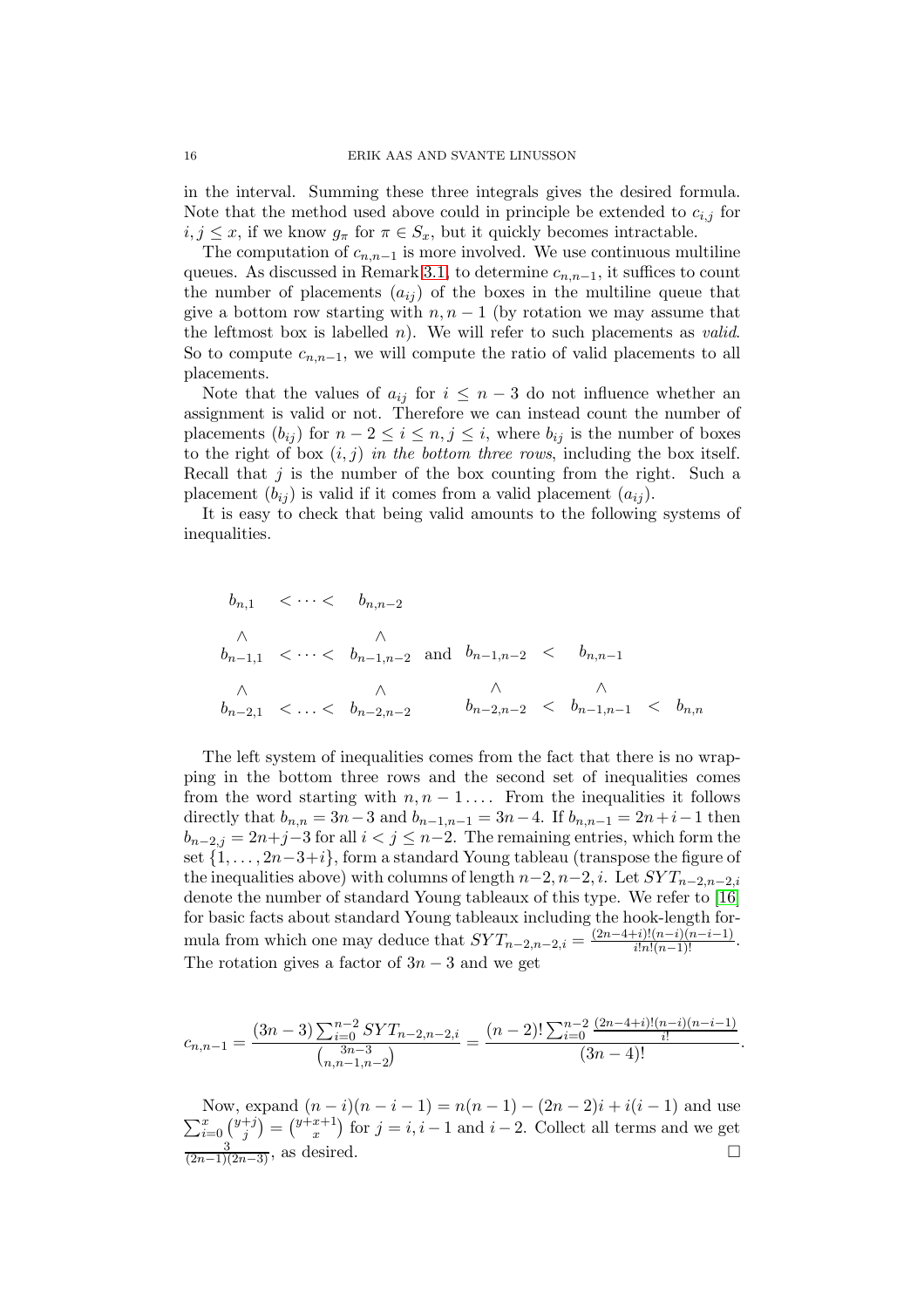in the interval. Summing these three integrals gives the desired formula. Note that the method used above could in principle be extended to $c_{i,j}$ for $i, j \le x$, if we know $g_\pi$ for $\pi \in S_x$, but it quickly becomes intractable.

The computation of $c_{n,n-1}$ is more involved. We use continuous multiline queues. As discussed in Remark 3.1, to determine $c_{n,n-1}$, it suffices to count the number of placements $(a_{ij})$ of the boxes in the multiline queue that give a bottom row starting with $n, n-1$ (by rotation we may assume that the leftmost box is labelled $n$). We will refer to such placements as *valid*. So to compute $c_{n,n-1}$, we will compute the ratio of valid placements to all placements.

Note that the values of $a_{ij}$ for $i \le n-3$ do not influence whether an assignment is valid or not. Therefore we can instead count the number of placements $(b_{ij})$ for $n-2 \le i \le n, j \le i$, where $b_{ij}$ is the number of boxes to the right of box $(i,j)$ *in the bottom three rows*, including the box itself. Recall that $j$ is the number of the box counting from the right. Such a placement $(b_{ij})$ is valid if it comes from a valid placement $(a_{ij})$.

It is easy to check that being valid amounts to the following systems of inequalities.

$$
\begin{array}{ccc}
b_{n,1} & < \cdots < & b_{n,n-2} \\
\wedge & & \wedge \\
b_{n-1,1} & < \cdots < & b_{n-1,n-2} \\
\wedge & & \wedge \\
b_{n-2,1} & < \ldots < & b_{n-2,n-2}
\end{array}
\quad \text{and} \quad
\begin{array}{ccccc}
b_{n-1,n-2} & < & b_{n,n-1} & & \\
\wedge & & \wedge & & \\
b_{n-2,n-2} & < & b_{n-1,n-1} & < & b_{n,n}
\end{array}
$$

The left system of inequalities comes from the fact that there is no wrapping in the bottom three rows and the second set of inequalities comes from the word starting with $n, n-1 \ldots$. From the inequalities it follows directly that $b_{n,n} = 3n-3$ and $b_{n-1,n-1} = 3n-4$. If $b_{n,n-1} = 2n+i-1$ then $b_{n-2,j} = 2n+j-3$ for all $i < j \le n-2$. The remaining entries, which form the set $\{1, \ldots, 2n-3+i\}$, form a standard Young tableau (transpose the figure of the inequalities above) with columns of length $n-2, n-2, i$. Let $SYT_{n-2,n-2,i}$ denote the number of standard Young tableaux of this type. We refer to [16] for basic facts about standard Young tableaux including the hook-length formula from which one may deduce that $SYT_{n-2,n-2,i} = \frac{(2n-4+i)!(n-i)(n-i-1)}{i!n!(n-1)!}$. The rotation gives a factor of $3n-3$ and we get

$$
c_{n,n-1} = \frac{(3n-3)\sum_{i=0}^{n-2} SYT_{n-2,n-2,i}}{\binom{3n-3}{n,n-1,n-2}} = \frac{(n-2)!\sum_{i=0}^{n-2} \frac{(2n-4+i)!(n-i)(n-i-1)}{i!}}{(3n-4)!}.
$$

Now, expand $(n-i)(n-i-1) = n(n-1) - (2n-2)i + i(i-1)$ and use $\sum_{i=0}^{x} \binom{y+j}{j} = \binom{y+x+1}{x}$ for $j = i, i-1$ and $i-2$. Collect all terms and we get $\frac{3}{(2n-1)(2n-3)}$, as desired. $\square$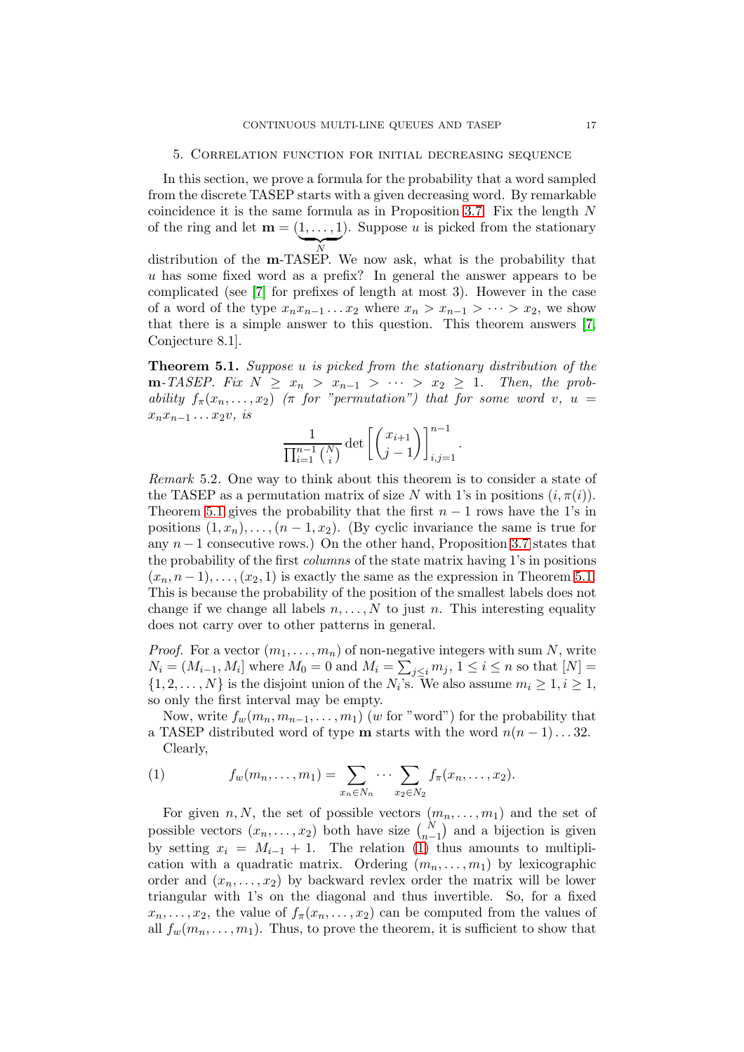## 5. Correlation function for initial decreasing sequence

In this section, we prove a formula for the probability that a word sampled from the discrete TASEP starts with a given decreasing word. By remarkable coincidence it is the same formula as in Proposition 3.7. Fix the length $N$ of the ring and let $\mathbf{m} = (\underbrace{1, \dots, 1}_{N})$. Suppose $u$ is picked from the stationary distribution of the $\mathbf{m}$-TASEP. We now ask, what is the probability that $u$ has some fixed word as a prefix? In general the answer appears to be complicated (see [7] for prefixes of length at most 3). However in the case of a word of the type $x_n x_{n-1} \dots x_2$ where $x_n > x_{n-1} > \dots > x_2$, we show that there is a simple answer to this question. This theorem answers [7, Conjecture 8.1].

**Theorem 5.1.** *Suppose $u$ is picked from the stationary distribution of the $\mathbf{m}$-TASEP. Fix $N \geq x_n > x_{n-1} > \dots > x_2 \geq 1$. Then, the probability $f_\pi(x_n, \dots, x_2)$ ($\pi$ for "permutation") that for some word $v$, $u = x_n x_{n-1} \dots x_2 v$, is*

$$\frac{1}{\prod_{i=1}^{n-1} \binom{N}{i}} \det \left[ \binom{x_{i+1}}{j-1} \right]_{i,j=1}^{n-1}.$$

*Remark* 5.2. One way to think about this theorem is to consider a state of the TASEP as a permutation matrix of size $N$ with 1's in positions $(i, \pi(i))$. Theorem 5.1 gives the probability that the first $n-1$ rows have the 1's in positions $(1, x_n), \dots, (n-1, x_2)$. (By cyclic invariance the same is true for any $n-1$ consecutive rows.) On the other hand, Proposition 3.7 states that the probability of the first *columns* of the state matrix having 1's in positions $(x_n, n-1), \dots, (x_2, 1)$ is exactly the same as the expression in Theorem 5.1. This is because the probability of the position of the smallest labels does not change if we change all labels $n, \dots, N$ to just $n$. This interesting equality does not carry over to other patterns in general.

*Proof.* For a vector $(m_1, \dots, m_n)$ of non-negative integers with sum $N$, write $N_i = (M_{i-1}, M_i]$ where $M_0 = 0$ and $M_i = \sum_{j \leq i} m_j$, $1 \leq i \leq n$ so that $[N] = \{1, 2, \dots, N\}$ is the disjoint union of the $N_i$'s. We also assume $m_i \geq 1, i \geq 1$, so only the first interval may be empty.

Now, write $f_w(m_n, m_{n-1}, \dots, m_1)$ ($w$ for "word") for the probability that a TASEP distributed word of type $\mathbf{m}$ starts with the word $n(n-1) \dots 32$.

Clearly,

$$f_w(m_n, \dots, m_1) = \sum_{x_n \in N_n} \cdots \sum_{x_2 \in N_2} f_\pi(x_n, \dots, x_2). \tag{1}$$

For given $n, N$, the set of possible vectors $(m_n, \dots, m_1)$ and the set of possible vectors $(x_n, \dots, x_2)$ both have size $\binom{N}{n-1}$ and a bijection is given by setting $x_i = M_{i-1} + 1$. The relation (1) thus amounts to multiplication with a quadratic matrix. Ordering $(m_n, \dots, m_1)$ by lexicographic order and $(x_n, \dots, x_2)$ by backward revlex order the matrix will be lower triangular with 1's on the diagonal and thus invertible. So, for a fixed $x_n, \dots, x_2$, the value of $f_\pi(x_n, \dots, x_2)$ can be computed from the values of all $f_w(m_n, \dots, m_1)$. Thus, to prove the theorem, it is sufficient to show that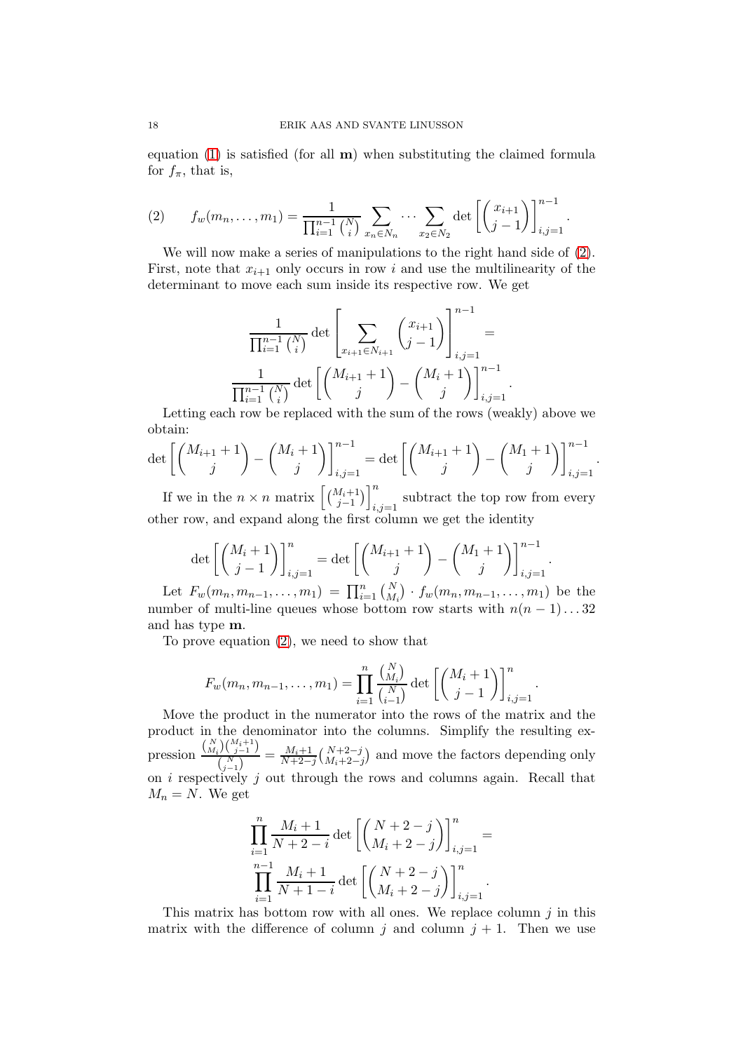equation (1) is satisfied (for all $\mathbf{m}$) when substituting the claimed formula for $f_\pi$, that is,

$$f_w(m_n,\dots,m_1) = \frac{1}{\prod_{i=1}^{n-1}\binom{N}{i}} \sum_{x_n\in N_n} \cdots \sum_{x_2\in N_2} \det\left[\binom{x_{i+1}}{j-1}\right]_{i,j=1}^{n-1}. \tag{2}$$

We will now make a series of manipulations to the right hand side of (2). First, note that $x_{i+1}$ only occurs in row $i$ and use the multilinearity of the determinant to move each sum inside its respective row. We get

$$\frac{1}{\prod_{i=1}^{n-1}\binom{N}{i}} \det\left[\sum_{x_{i+1}\in N_{i+1}} \binom{x_{i+1}}{j-1}\right]_{i,j=1}^{n-1} =$$
$$\frac{1}{\prod_{i=1}^{n-1}\binom{N}{i}} \det\left[\binom{M_{i+1}+1}{j} - \binom{M_i+1}{j}\right]_{i,j=1}^{n-1}.$$

Letting each row be replaced with the sum of the rows (weakly) above we obtain:

$$\det\left[\binom{M_{i+1}+1}{j} - \binom{M_i+1}{j}\right]_{i,j=1}^{n-1} = \det\left[\binom{M_{i+1}+1}{j} - \binom{M_1+1}{j}\right]_{i,j=1}^{n-1}.$$

If we in the $n\times n$ matrix $\left[\binom{M_i+1}{j-1}\right]_{i,j=1}^{n}$ subtract the top row from every other row, and expand along the first column we get the identity

$$\det\left[\binom{M_i+1}{j-1}\right]_{i,j=1}^{n} = \det\left[\binom{M_{i+1}+1}{j} - \binom{M_1+1}{j}\right]_{i,j=1}^{n-1}.$$

Let $F_w(m_n,m_{n-1},\dots,m_1) = \prod_{i=1}^n \binom{N}{M_i}\cdot f_w(m_n,m_{n-1},\dots,m_1)$ be the number of multi-line queues whose bottom row starts with $n(n-1)\dots 32$ and has type $\mathbf{m}$.

To prove equation (2), we need to show that

$$F_w(m_n,m_{n-1},\dots,m_1) = \prod_{i=1}^n \frac{\binom{N}{M_i}}{\binom{N}{i-1}} \det\left[\binom{M_i+1}{j-1}\right]_{i,j=1}^{n}.$$

Move the product in the numerator into the rows of the matrix and the product in the denominator into the columns. Simplify the resulting expression $\frac{\binom{N}{M_i}\binom{M_i+1}{j-1}}{\binom{N}{j-1}} = \frac{M_i+1}{N+2-j}\binom{N+2-j}{M_i+2-j}$ and move the factors depending only on $i$ respectively $j$ out through the rows and columns again. Recall that $M_n = N$. We get

$$\prod_{i=1}^n \frac{M_i+1}{N+2-i} \det\left[\binom{N+2-j}{M_i+2-j}\right]_{i,j=1}^{n} =$$
$$\prod_{i=1}^{n-1} \frac{M_i+1}{N+1-i} \det\left[\binom{N+2-j}{M_i+2-j}\right]_{i,j=1}^{n}.$$

This matrix has bottom row with all ones. We replace column $j$ in this matrix with the difference of column $j$ and column $j+1$. Then we use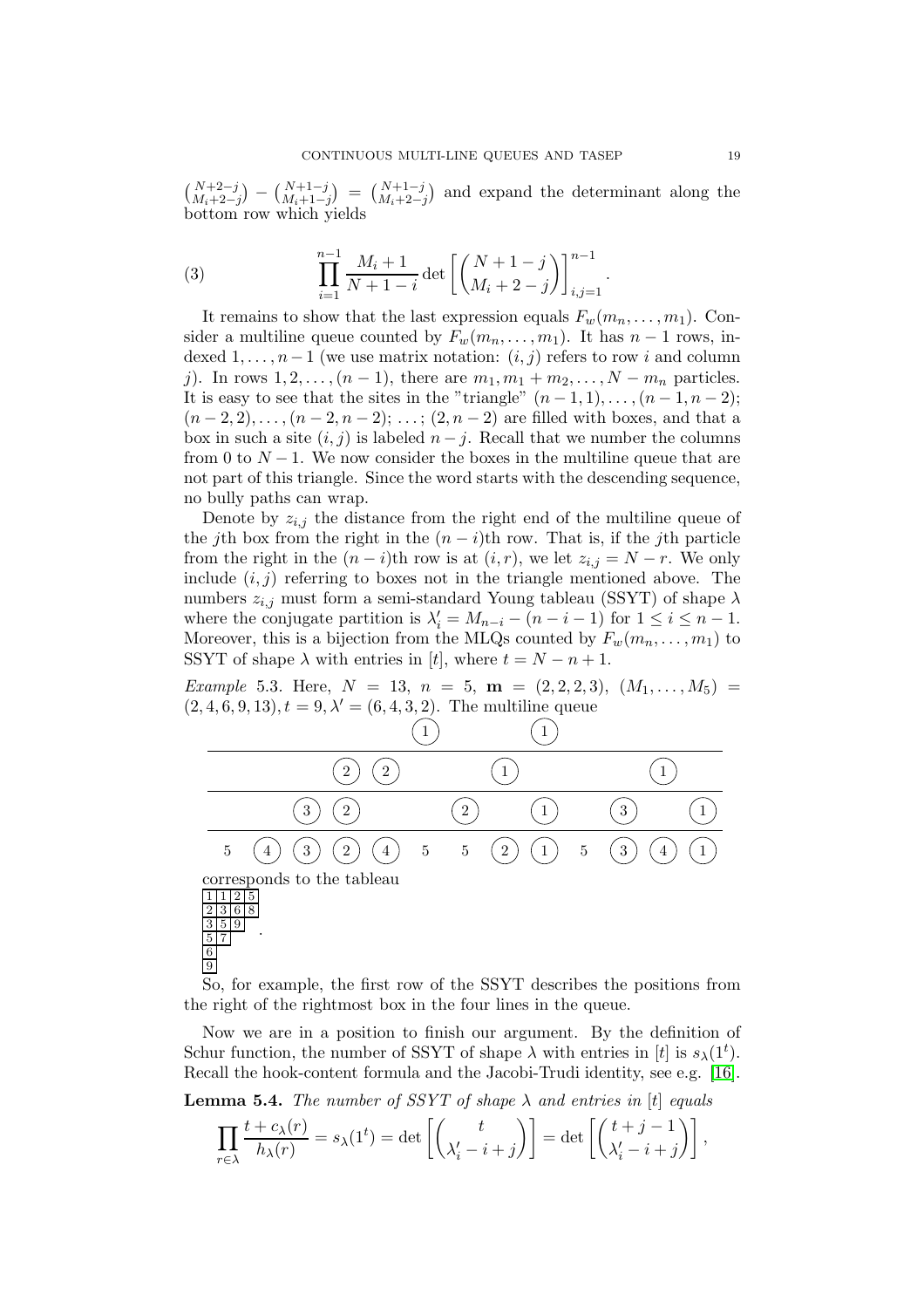$\binom{N+2-j}{M_i+2-j} - \binom{N+1-j}{M_i+1-j} = \binom{N+1-j}{M_i+2-j}$ and expand the determinant along the bottom row which yields

$$\prod_{i=1}^{n-1} \frac{M_i+1}{N+1-i} \det\left[\binom{N+1-j}{M_i+2-j}\right]_{i,j=1}^{n-1}. \tag{3}$$

It remains to show that the last expression equals $F_w(m_n,\ldots,m_1)$. Consider a multiline queue counted by $F_w(m_n,\ldots,m_1)$. It has $n-1$ rows, indexed $1,\ldots,n-1$ (we use matrix notation: $(i,j)$ refers to row $i$ and column $j$). In rows $1,2,\ldots,(n-1)$, there are $m_1, m_1+m_2,\ldots,N-m_n$ particles. It is easy to see that the sites in the "triangle" $(n-1,1),\ldots,(n-1,n-2)$; $(n-2,2),\ldots,(n-2,n-2)$; $\ldots$; $(2,n-2)$ are filled with boxes, and that a box in such a site $(i,j)$ is labeled $n-j$. Recall that we number the columns from 0 to $N-1$. We now consider the boxes in the multiline queue that are not part of this triangle. Since the word starts with the descending sequence, no bully paths can wrap.

Denote by $z_{i,j}$ the distance from the right end of the multiline queue of the $j$th box from the right in the $(n-i)$th row. That is, if the $j$th particle from the right in the $(n-i)$th row is at $(i,r)$, we let $z_{i,j} = N-r$. We only include $(i,j)$ referring to boxes not in the triangle mentioned above. The numbers $z_{i,j}$ must form a semi-standard Young tableau (SSYT) of shape $\lambda$ where the conjugate partition is $\lambda'_i = M_{n-i} - (n-i-1)$ for $1 \le i \le n-1$. Moreover, this is a bijection from the MLQs counted by $F_w(m_n,\ldots,m_1)$ to SSYT of shape $\lambda$ with entries in $[t]$, where $t = N-n+1$.

*Example* 5.3. Here, $N = 13$, $n = 5$, $\mathbf{m} = (2,2,2,3)$, $(M_1,\ldots,M_5) = (2,4,6,9,13)$, $t = 9$, $\lambda' = (6,4,3,2)$. The multiline queue

| | | | | | | | | | | | | |
|---|---|---|---|---|---|---|---|---|---|---|---|---|
| | | | | 1 | | | | 1 | | | | |
| | | | 2 | 2 | | | 1 | | | | 1 | |
| | | 3 | 2 | | | 2 | | 1 | | 3 | | 1 |
| 5 | 4 | 3 | 2 | 4 | 5 | 5 | 2 | 1 | 5 | 3 | 4 | 1 |

corresponds to the tableau

| | | | |
|---|---|---|---|
| 1 | 1 | 2 | 5 |
| 2 | 3 | 6 | 8 |
| 3 | 5 | 9 | |
| 5 | 7 | | |
| 6 | | | |
| 9 | | | |

.

So, for example, the first row of the SSYT describes the positions from the right of the rightmost box in the four lines in the queue.

Now we are in a position to finish our argument. By the definition of Schur function, the number of SSYT of shape $\lambda$ with entries in $[t]$ is $s_\lambda(1^t)$. Recall the hook-content formula and the Jacobi-Trudi identity, see e.g. [16].

**Lemma 5.4.** *The number of SSYT of shape $\lambda$ and entries in $[t]$ equals*

$$\prod_{r\in\lambda} \frac{t+c_\lambda(r)}{h_\lambda(r)} = s_\lambda(1^t) = \det\left[\binom{t}{\lambda'_i - i + j}\right] = \det\left[\binom{t+j-1}{\lambda'_i - i + j}\right],$$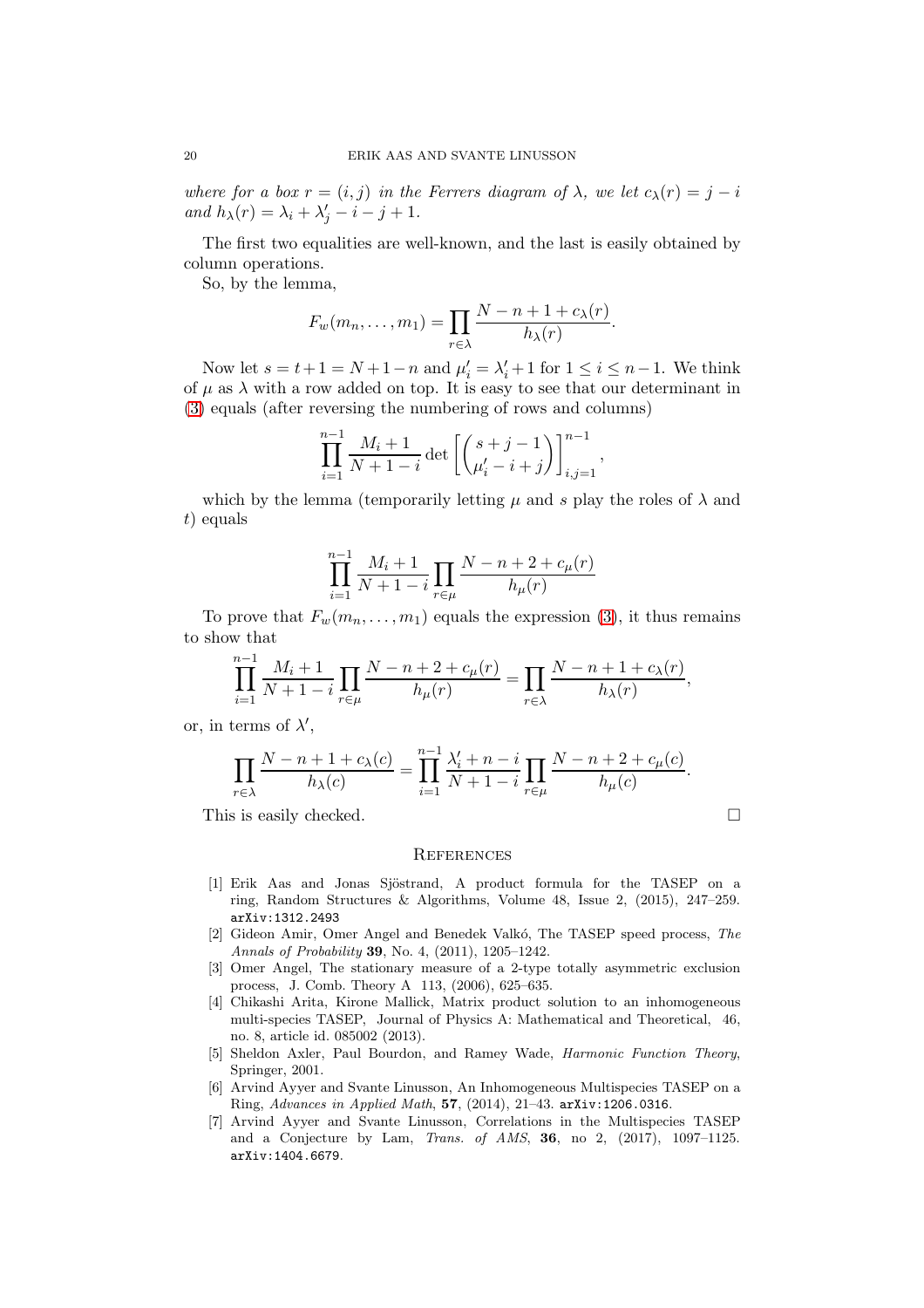*where for a box $r = (i, j)$ in the Ferrers diagram of $\lambda$, we let $c_\lambda(r) = j - i$ and $h_\lambda(r) = \lambda_i + \lambda'_j - i - j + 1$.*

The first two equalities are well-known, and the last is easily obtained by column operations.

So, by the lemma,

$$F_w(m_n, \dots, m_1) = \prod_{r \in \lambda} \frac{N - n + 1 + c_\lambda(r)}{h_\lambda(r)}.$$

Now let $s = t + 1 = N + 1 - n$ and $\mu'_i = \lambda'_i + 1$ for $1 \le i \le n - 1$. We think of $\mu$ as $\lambda$ with a row added on top. It is easy to see that our determinant in (3) equals (after reversing the numbering of rows and columns)

$$\prod_{i=1}^{n-1} \frac{M_i + 1}{N + 1 - i} \det \left[ \binom{s + j - 1}{\mu'_i - i + j} \right]_{i,j=1}^{n-1},$$

which by the lemma (temporarily letting $\mu$ and $s$ play the roles of $\lambda$ and $t$) equals

$$\prod_{i=1}^{n-1} \frac{M_i + 1}{N + 1 - i} \prod_{r \in \mu} \frac{N - n + 2 + c_\mu(r)}{h_\mu(r)}$$

To prove that $F_w(m_n, \dots, m_1)$ equals the expression (3), it thus remains to show that

$$\prod_{i=1}^{n-1} \frac{M_i + 1}{N + 1 - i} \prod_{r \in \mu} \frac{N - n + 2 + c_\mu(r)}{h_\mu(r)} = \prod_{r \in \lambda} \frac{N - n + 1 + c_\lambda(r)}{h_\lambda(r)},$$

or, in terms of $\lambda'$,

$$\prod_{r \in \lambda} \frac{N - n + 1 + c_\lambda(c)}{h_\lambda(c)} = \prod_{i=1}^{n-1} \frac{\lambda'_i + n - i}{N + 1 - i} \prod_{r \in \mu} \frac{N - n + 2 + c_\mu(c)}{h_\mu(c)}.$$

This is easily checked. □

## References

[1] Erik Aas and Jonas Sjöstrand, A product formula for the TASEP on a ring, Random Structures & Algorithms, Volume 48, Issue 2, (2015), 247–259. arXiv:1312.2493

[2] Gideon Amir, Omer Angel and Benedek Valkó, The TASEP speed process, *The Annals of Probability* **39**, No. 4, (2011), 1205–1242.

[3] Omer Angel, The stationary measure of a 2-type totally asymmetric exclusion process, J. Comb. Theory A 113, (2006), 625–635.

[4] Chikashi Arita, Kirone Mallick, Matrix product solution to an inhomogeneous multi-species TASEP, Journal of Physics A: Mathematical and Theoretical, 46, no. 8, article id. 085002 (2013).

[5] Sheldon Axler, Paul Bourdon, and Ramey Wade, *Harmonic Function Theory*, Springer, 2001.

[6] Arvind Ayyer and Svante Linusson, An Inhomogeneous Multispecies TASEP on a Ring, *Advances in Applied Math*, **57**, (2014), 21–43. arXiv:1206.0316.

[7] Arvind Ayyer and Svante Linusson, Correlations in the Multispecies TASEP and a Conjecture by Lam, *Trans. of AMS*, **36**, no 2, (2017), 1097–1125. arXiv:1404.6679.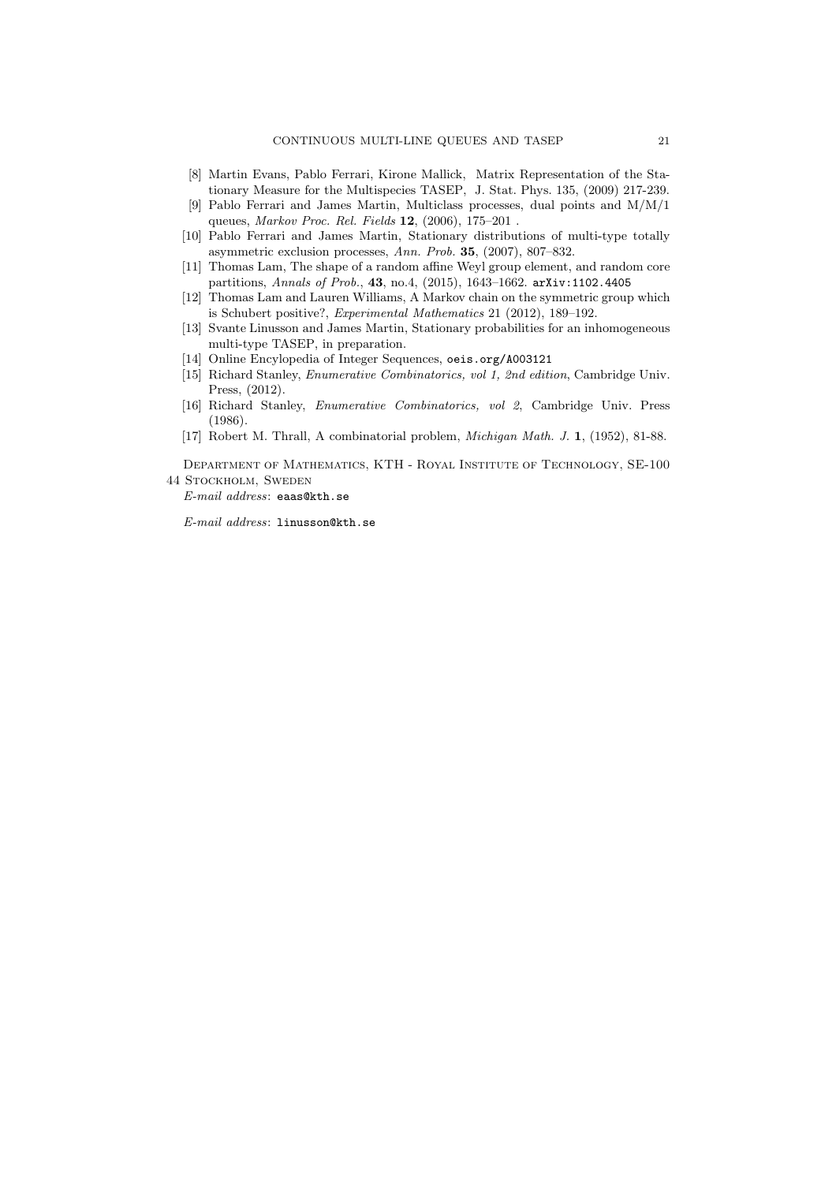[8] Martin Evans, Pablo Ferrari, Kirone Mallick, Matrix Representation of the Stationary Measure for the Multispecies TASEP, J. Stat. Phys. 135, (2009) 217-239.

[9] Pablo Ferrari and James Martin, Multiclass processes, dual points and M/M/1 queues, *Markov Proc. Rel. Fields* **12**, (2006), 175–201 .

[10] Pablo Ferrari and James Martin, Stationary distributions of multi-type totally asymmetric exclusion processes, *Ann. Prob.* **35**, (2007), 807–832.

[11] Thomas Lam, The shape of a random affine Weyl group element, and random core partitions, *Annals of Prob.*, **43**, no.4, (2015), 1643–1662. `arXiv:1102.4405`

[12] Thomas Lam and Lauren Williams, A Markov chain on the symmetric group which is Schubert positive?, *Experimental Mathematics* 21 (2012), 189–192.

[13] Svante Linusson and James Martin, Stationary probabilities for an inhomogeneous multi-type TASEP, in preparation.

[14] Online Encyclopedia of Integer Sequences, `oeis.org/A003121`

[15] Richard Stanley, *Enumerative Combinatorics, vol 1, 2nd edition*, Cambridge Univ. Press, (2012).

[16] Richard Stanley, *Enumerative Combinatorics, vol 2*, Cambridge Univ. Press (1986).

[17] Robert M. Thrall, A combinatorial problem, *Michigan Math. J.* **1**, (1952), 81-88.

Department of Mathematics, KTH - Royal Institute of Technology, SE-100 44 Stockholm, Sweden

*E-mail address*: `eaas@kth.se`

*E-mail address*: `linusson@kth.se`